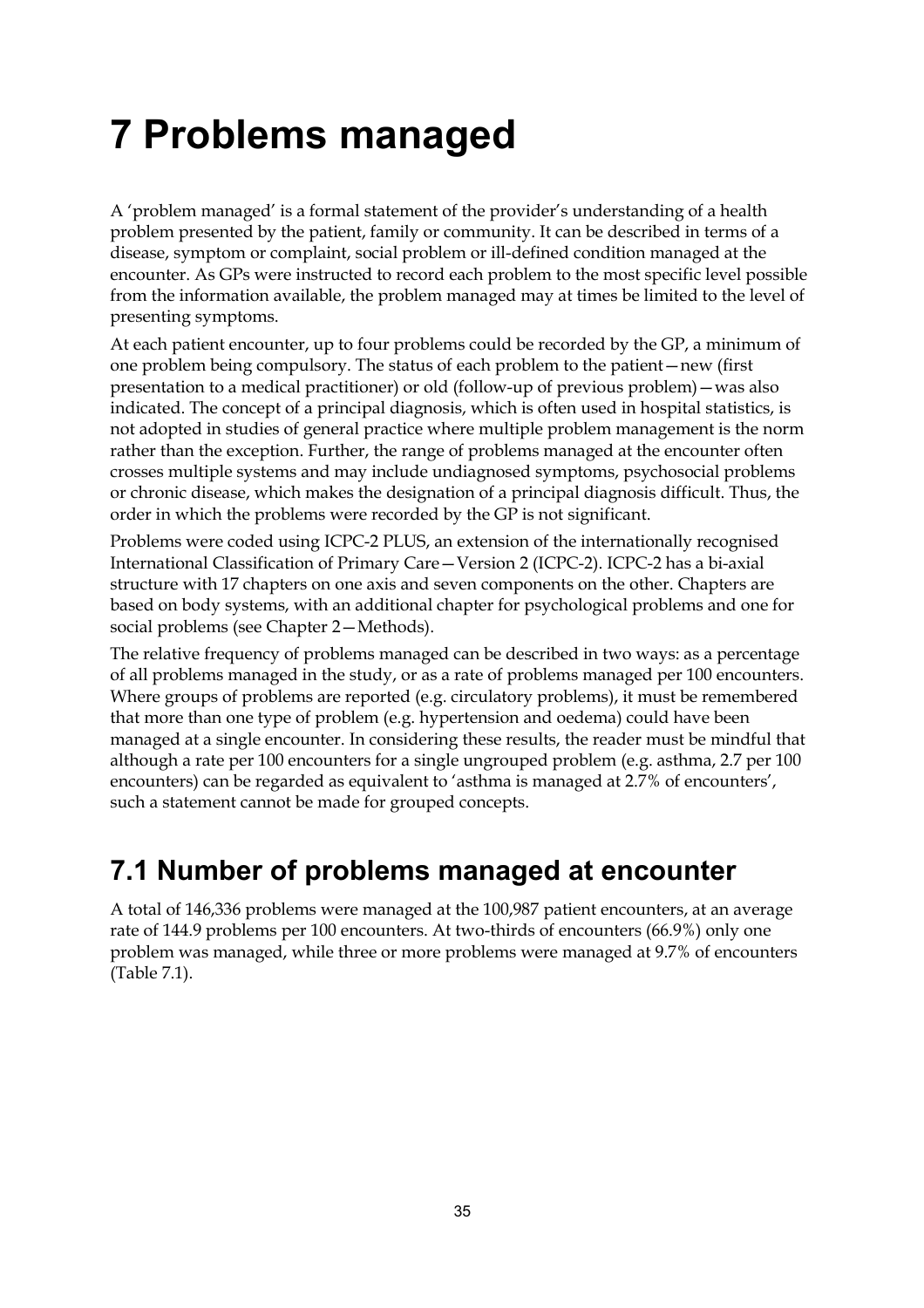# 7 Problems managed

A 'problem managed' is a formal statement of the provider's understanding of a health problem presented by the patient, family or community. It can be described in terms of a disease, symptom or complaint, social problem or ill-defined condition managed at the encounter. As GPs were instructed to record each problem to the most specific level possible from the information available, the problem managed may at times be limited to the level of presenting symptoms.

At each patient encounter, up to four problems could be recorded by the GP, a minimum of one problem being compulsory. The status of each problem to the patient—new (first presentation to a medical practitioner) or old (follow-up of previous problem)—was also indicated. The concept of a principal diagnosis, which is often used in hospital statistics, is not adopted in studies of general practice where multiple problem management is the norm rather than the exception. Further, the range of problems managed at the encounter often crosses multiple systems and may include undiagnosed symptoms, psychosocial problems or chronic disease, which makes the designation of a principal diagnosis difficult. Thus, the order in which the problems were recorded by the GP is not significant.

Problems were coded using ICPC-2 PLUS, an extension of the internationally recognised International Classification of Primary Care—Version 2 (ICPC-2). ICPC-2 has a bi-axial structure with 17 chapters on one axis and seven components on the other. Chapters are based on body systems, with an additional chapter for psychological problems and one for social problems (see Chapter 2—Methods).

The relative frequency of problems managed can be described in two ways: as a percentage of all problems managed in the study, or as a rate of problems managed per 100 encounters. Where groups of problems are reported (e.g. circulatory problems), it must be remembered that more than one type of problem (e.g. hypertension and oedema) could have been managed at a single encounter. In considering these results, the reader must be mindful that although a rate per 100 encounters for a single ungrouped problem (e.g. asthma, 2.7 per 100 encounters) can be regarded as equivalent to 'asthma is managed at 2.7% of encounters', such a statement cannot be made for grouped concepts.

## 7.1 Number of problems managed at encounter

A total of 146,336 problems were managed at the 100,987 patient encounters, at an average rate of 144.9 problems per 100 encounters. At two-thirds of encounters (66.9%) only one problem was managed, while three or more problems were managed at 9.7% of encounters (Table 7.1).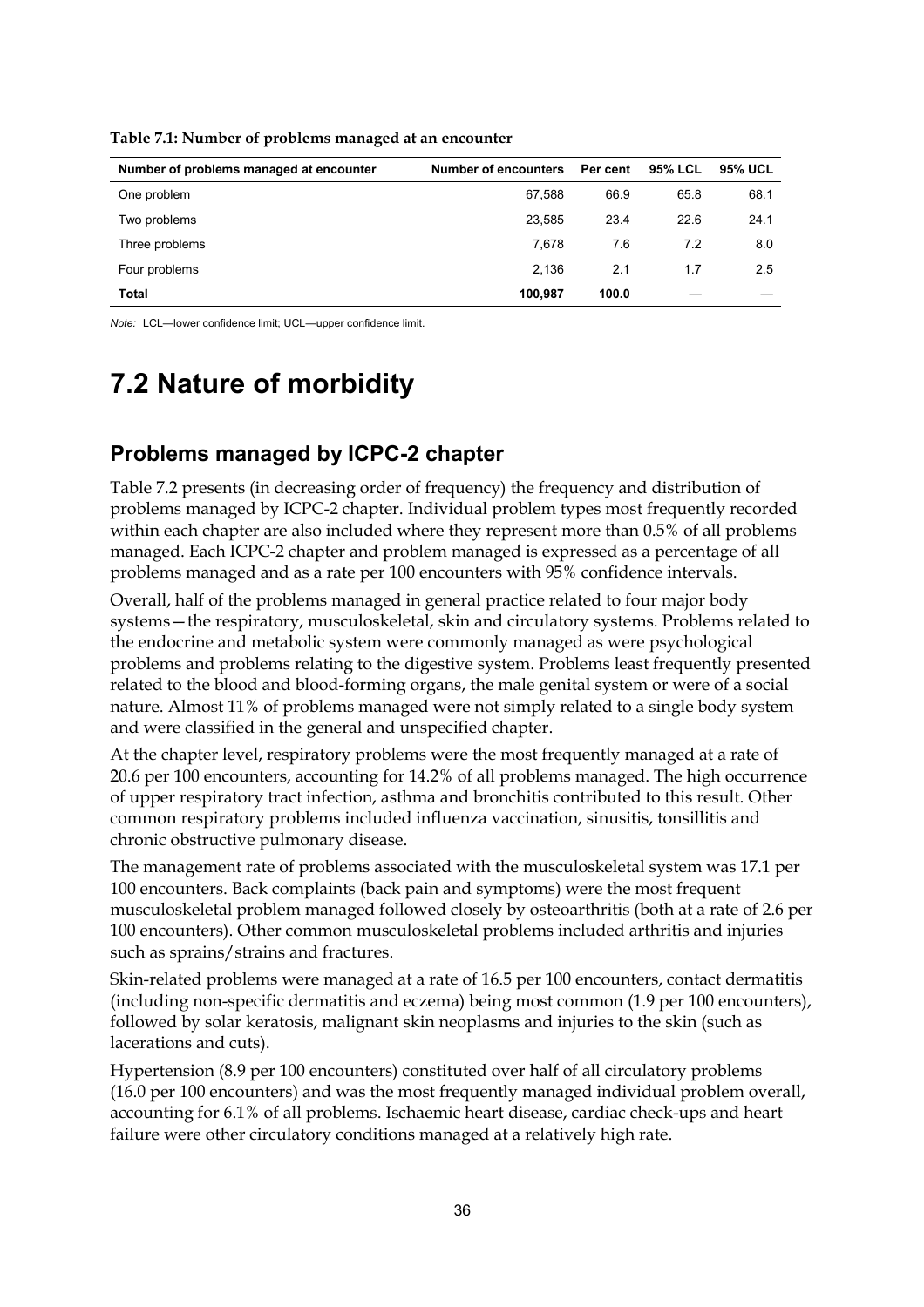**Table 7.1: Number of problems managed at an encounter**

| Number of problems managed at encounter | Number of encounters | Per cent | 95% LCL | 95% UCL |
|---|---|---|---|---|
| One problem | 67,588 | 66.9 | 65.8 | 68.1 |
| Two problems | 23,585 | 23.4 | 22.6 | 24.1 |
| Three problems | 7,678 | 7.6 | 7.2 | 8.0 |
| Four problems | 2,136 | 2.1 | 1.7 | 2.5 |
| **Total** | **100,987** | **100.0** | — | — |

*Note:* LCL—lower confidence limit; UCL—upper confidence limit.

# 7.2 Nature of morbidity

## Problems managed by ICPC-2 chapter

Table 7.2 presents (in decreasing order of frequency) the frequency and distribution of problems managed by ICPC-2 chapter. Individual problem types most frequently recorded within each chapter are also included where they represent more than 0.5% of all problems managed. Each ICPC-2 chapter and problem managed is expressed as a percentage of all problems managed and as a rate per 100 encounters with 95% confidence intervals.

Overall, half of the problems managed in general practice related to four major body systems—the respiratory, musculoskeletal, skin and circulatory systems. Problems related to the endocrine and metabolic system were commonly managed as were psychological problems and problems relating to the digestive system. Problems least frequently presented related to the blood and blood-forming organs, the male genital system or were of a social nature. Almost 11% of problems managed were not simply related to a single body system and were classified in the general and unspecified chapter.

At the chapter level, respiratory problems were the most frequently managed at a rate of 20.6 per 100 encounters, accounting for 14.2% of all problems managed. The high occurrence of upper respiratory tract infection, asthma and bronchitis contributed to this result. Other common respiratory problems included influenza vaccination, sinusitis, tonsillitis and chronic obstructive pulmonary disease.

The management rate of problems associated with the musculoskeletal system was 17.1 per 100 encounters. Back complaints (back pain and symptoms) were the most frequent musculoskeletal problem managed followed closely by osteoarthritis (both at a rate of 2.6 per 100 encounters). Other common musculoskeletal problems included arthritis and injuries such as sprains/strains and fractures.

Skin-related problems were managed at a rate of 16.5 per 100 encounters, contact dermatitis (including non-specific dermatitis and eczema) being most common (1.9 per 100 encounters), followed by solar keratosis, malignant skin neoplasms and injuries to the skin (such as lacerations and cuts).

Hypertension (8.9 per 100 encounters) constituted over half of all circulatory problems (16.0 per 100 encounters) and was the most frequently managed individual problem overall, accounting for 6.1% of all problems. Ischaemic heart disease, cardiac check-ups and heart failure were other circulatory conditions managed at a relatively high rate.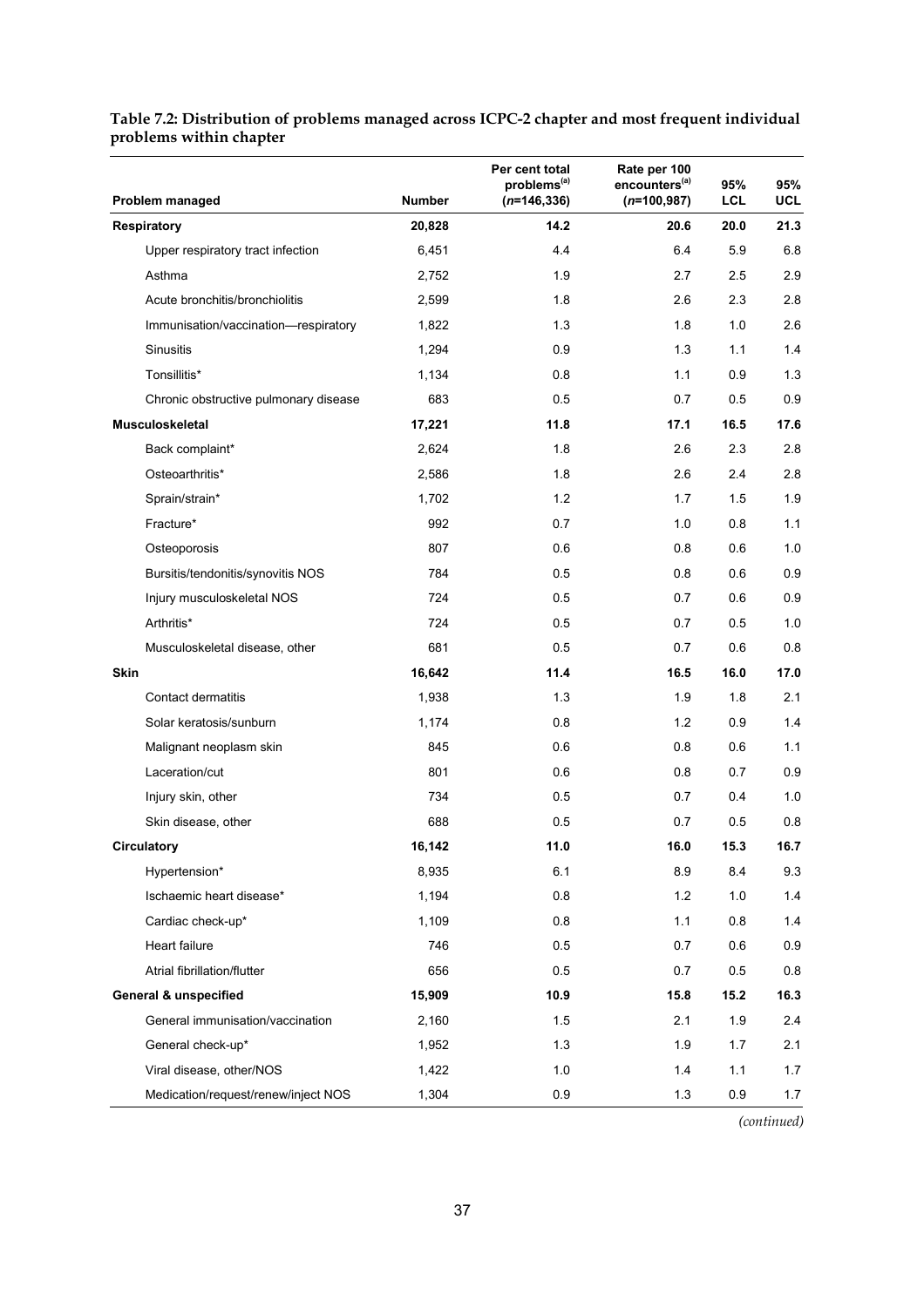**Table 7.2: Distribution of problems managed across ICPC-2 chapter and most frequent individual problems within chapter**

| Problem managed | Number | Per cent total problems[(a)] (*n*=146,336) | Rate per 100 encounters[(a)] (*n*=100,987) | 95% LCL | 95% UCL |
|---|---|---|---|---|---|
| **Respiratory** | **20,828** | **14.2** | **20.6** | **20.0** | **21.3** |
| Upper respiratory tract infection | 6,451 | 4.4 | 6.4 | 5.9 | 6.8 |
| Asthma | 2,752 | 1.9 | 2.7 | 2.5 | 2.9 |
| Acute bronchitis/bronchiolitis | 2,599 | 1.8 | 2.6 | 2.3 | 2.8 |
| Immunisation/vaccination—respiratory | 1,822 | 1.3 | 1.8 | 1.0 | 2.6 |
| Sinusitis | 1,294 | 0.9 | 1.3 | 1.1 | 1.4 |
| Tonsillitis* | 1,134 | 0.8 | 1.1 | 0.9 | 1.3 |
| Chronic obstructive pulmonary disease | 683 | 0.5 | 0.7 | 0.5 | 0.9 |
| **Musculoskeletal** | **17,221** | **11.8** | **17.1** | **16.5** | **17.6** |
| Back complaint* | 2,624 | 1.8 | 2.6 | 2.3 | 2.8 |
| Osteoarthritis* | 2,586 | 1.8 | 2.6 | 2.4 | 2.8 |
| Sprain/strain* | 1,702 | 1.2 | 1.7 | 1.5 | 1.9 |
| Fracture* | 992 | 0.7 | 1.0 | 0.8 | 1.1 |
| Osteoporosis | 807 | 0.6 | 0.8 | 0.6 | 1.0 |
| Bursitis/tendonitis/synovitis NOS | 784 | 0.5 | 0.8 | 0.6 | 0.9 |
| Injury musculoskeletal NOS | 724 | 0.5 | 0.7 | 0.6 | 0.9 |
| Arthritis* | 724 | 0.5 | 0.7 | 0.5 | 1.0 |
| Musculoskeletal disease, other | 681 | 0.5 | 0.7 | 0.6 | 0.8 |
| **Skin** | **16,642** | **11.4** | **16.5** | **16.0** | **17.0** |
| Contact dermatitis | 1,938 | 1.3 | 1.9 | 1.8 | 2.1 |
| Solar keratosis/sunburn | 1,174 | 0.8 | 1.2 | 0.9 | 1.4 |
| Malignant neoplasm skin | 845 | 0.6 | 0.8 | 0.6 | 1.1 |
| Laceration/cut | 801 | 0.6 | 0.8 | 0.7 | 0.9 |
| Injury skin, other | 734 | 0.5 | 0.7 | 0.4 | 1.0 |
| Skin disease, other | 688 | 0.5 | 0.7 | 0.5 | 0.8 |
| **Circulatory** | **16,142** | **11.0** | **16.0** | **15.3** | **16.7** |
| Hypertension* | 8,935 | 6.1 | 8.9 | 8.4 | 9.3 |
| Ischaemic heart disease* | 1,194 | 0.8 | 1.2 | 1.0 | 1.4 |
| Cardiac check-up* | 1,109 | 0.8 | 1.1 | 0.8 | 1.4 |
| Heart failure | 746 | 0.5 | 0.7 | 0.6 | 0.9 |
| Atrial fibrillation/flutter | 656 | 0.5 | 0.7 | 0.5 | 0.8 |
| **General & unspecified** | **15,909** | **10.9** | **15.8** | **15.2** | **16.3** |
| General immunisation/vaccination | 2,160 | 1.5 | 2.1 | 1.9 | 2.4 |
| General check-up* | 1,952 | 1.3 | 1.9 | 1.7 | 2.1 |
| Viral disease, other/NOS | 1,422 | 1.0 | 1.4 | 1.1 | 1.7 |
| Medication/request/renew/inject NOS | 1,304 | 0.9 | 1.3 | 0.9 | 1.7 |

*(continued)*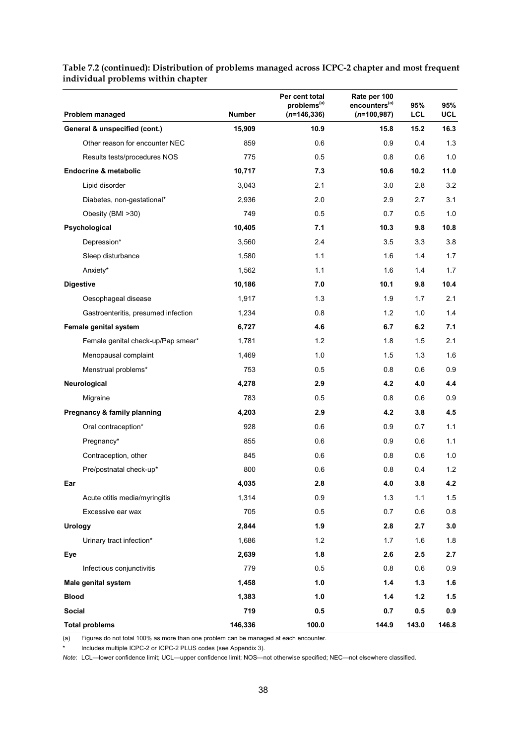**Table 7.2 (continued): Distribution of problems managed across ICPC-2 chapter and most frequent individual problems within chapter**

| Problem managed | Number | Per cent total problems[(a)] (*n*=146,336) | Rate per 100 encounters[(a)] (*n*=100,987) | 95% LCL | 95% UCL |
|---|---|---|---|---|---|
| **General & unspecified (cont.)** | **15,909** | **10.9** | **15.8** | **15.2** | **16.3** |
| Other reason for encounter NEC | 859 | 0.6 | 0.9 | 0.4 | 1.3 |
| Results tests/procedures NOS | 775 | 0.5 | 0.8 | 0.6 | 1.0 |
| **Endocrine & metabolic** | **10,717** | **7.3** | **10.6** | **10.2** | **11.0** |
| Lipid disorder | 3,043 | 2.1 | 3.0 | 2.8 | 3.2 |
| Diabetes, non-gestational* | 2,936 | 2.0 | 2.9 | 2.7 | 3.1 |
| Obesity (BMI >30) | 749 | 0.5 | 0.7 | 0.5 | 1.0 |
| **Psychological** | **10,405** | **7.1** | **10.3** | **9.8** | **10.8** |
| Depression* | 3,560 | 2.4 | 3.5 | 3.3 | 3.8 |
| Sleep disturbance | 1,580 | 1.1 | 1.6 | 1.4 | 1.7 |
| Anxiety* | 1,562 | 1.1 | 1.6 | 1.4 | 1.7 |
| **Digestive** | **10,186** | **7.0** | **10.1** | **9.8** | **10.4** |
| Oesophageal disease | 1,917 | 1.3 | 1.9 | 1.7 | 2.1 |
| Gastroenteritis, presumed infection | 1,234 | 0.8 | 1.2 | 1.0 | 1.4 |
| **Female genital system** | **6,727** | **4.6** | **6.7** | **6.2** | **7.1** |
| Female genital check-up/Pap smear* | 1,781 | 1.2 | 1.8 | 1.5 | 2.1 |
| Menopausal complaint | 1,469 | 1.0 | 1.5 | 1.3 | 1.6 |
| Menstrual problems* | 753 | 0.5 | 0.8 | 0.6 | 0.9 |
| **Neurological** | **4,278** | **2.9** | **4.2** | **4.0** | **4.4** |
| Migraine | 783 | 0.5 | 0.8 | 0.6 | 0.9 |
| **Pregnancy & family planning** | **4,203** | **2.9** | **4.2** | **3.8** | **4.5** |
| Oral contraception* | 928 | 0.6 | 0.9 | 0.7 | 1.1 |
| Pregnancy* | 855 | 0.6 | 0.9 | 0.6 | 1.1 |
| Contraception, other | 845 | 0.6 | 0.8 | 0.6 | 1.0 |
| Pre/postnatal check-up* | 800 | 0.6 | 0.8 | 0.4 | 1.2 |
| **Ear** | **4,035** | **2.8** | **4.0** | **3.8** | **4.2** |
| Acute otitis media/myringitis | 1,314 | 0.9 | 1.3 | 1.1 | 1.5 |
| Excessive ear wax | 705 | 0.5 | 0.7 | 0.6 | 0.8 |
| **Urology** | **2,844** | **1.9** | **2.8** | **2.7** | **3.0** |
| Urinary tract infection* | 1,686 | 1.2 | 1.7 | 1.6 | 1.8 |
| **Eye** | **2,639** | **1.8** | **2.6** | **2.5** | **2.7** |
| Infectious conjunctivitis | 779 | 0.5 | 0.8 | 0.6 | 0.9 |
| **Male genital system** | **1,458** | **1.0** | **1.4** | **1.3** | **1.6** |
| **Blood** | **1,383** | **1.0** | **1.4** | **1.2** | **1.5** |
| **Social** | **719** | **0.5** | **0.7** | **0.5** | **0.9** |
| **Total problems** | **146,336** | **100.0** | **144.9** | **143.0** | **146.8** |

(a) Figures do not total 100% as more than one problem can be managed at each encounter.

\* Includes multiple ICPC-2 or ICPC-2 PLUS codes (see Appendix 3).

*Note:* LCL—lower confidence limit; UCL—upper confidence limit; NOS—not otherwise specified; NEC—not elsewhere classified.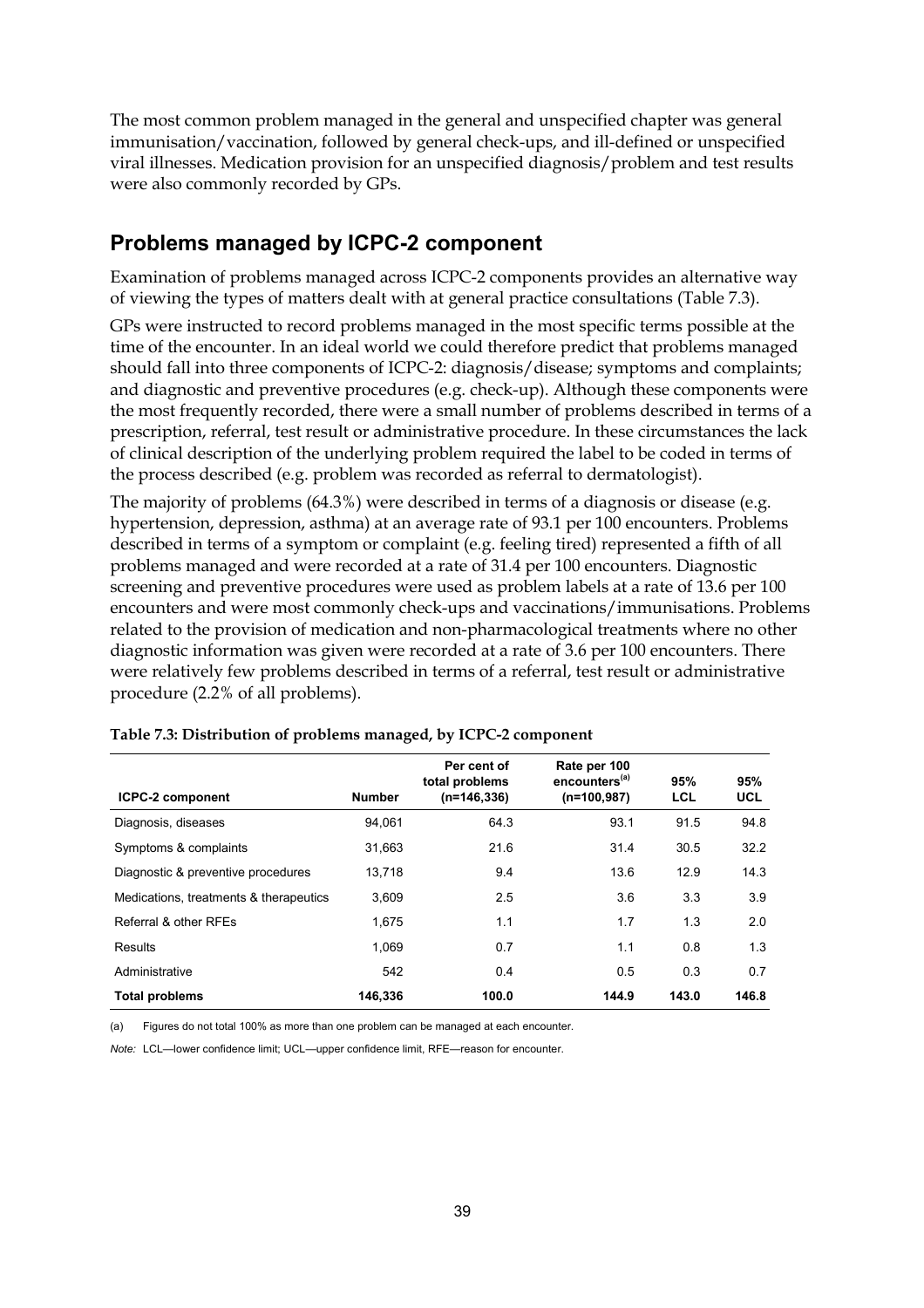The most common problem managed in the general and unspecified chapter was general immunisation/vaccination, followed by general check-ups, and ill-defined or unspecified viral illnesses. Medication provision for an unspecified diagnosis/problem and test results were also commonly recorded by GPs.

## Problems managed by ICPC-2 component

Examination of problems managed across ICPC-2 components provides an alternative way of viewing the types of matters dealt with at general practice consultations (Table 7.3).

GPs were instructed to record problems managed in the most specific terms possible at the time of the encounter. In an ideal world we could therefore predict that problems managed should fall into three components of ICPC-2: diagnosis/disease; symptoms and complaints; and diagnostic and preventive procedures (e.g. check-up). Although these components were the most frequently recorded, there were a small number of problems described in terms of a prescription, referral, test result or administrative procedure. In these circumstances the lack of clinical description of the underlying problem required the label to be coded in terms of the process described (e.g. problem was recorded as referral to dermatologist).

The majority of problems (64.3%) were described in terms of a diagnosis or disease (e.g. hypertension, depression, asthma) at an average rate of 93.1 per 100 encounters. Problems described in terms of a symptom or complaint (e.g. feeling tired) represented a fifth of all problems managed and were recorded at a rate of 31.4 per 100 encounters. Diagnostic screening and preventive procedures were used as problem labels at a rate of 13.6 per 100 encounters and were most commonly check-ups and vaccinations/immunisations. Problems related to the provision of medication and non-pharmacological treatments where no other diagnostic information was given were recorded at a rate of 3.6 per 100 encounters. There were relatively few problems described in terms of a referral, test result or administrative procedure (2.2% of all problems).

**Table 7.3: Distribution of problems managed, by ICPC-2 component**

| ICPC-2 component | Number | Per cent of total problems (n=146,336) | Rate per 100 encounters[(a)] (n=100,987) | 95% LCL | 95% UCL |
|---|---|---|---|---|---|
| Diagnosis, diseases | 94,061 | 64.3 | 93.1 | 91.5 | 94.8 |
| Symptoms & complaints | 31,663 | 21.6 | 31.4 | 30.5 | 32.2 |
| Diagnostic & preventive procedures | 13,718 | 9.4 | 13.6 | 12.9 | 14.3 |
| Medications, treatments & therapeutics | 3,609 | 2.5 | 3.6 | 3.3 | 3.9 |
| Referral & other RFEs | 1,675 | 1.1 | 1.7 | 1.3 | 2.0 |
| Results | 1,069 | 0.7 | 1.1 | 0.8 | 1.3 |
| Administrative | 542 | 0.4 | 0.5 | 0.3 | 0.7 |
| **Total problems** | **146,336** | **100.0** | **144.9** | **143.0** | **146.8** |

(a) Figures do not total 100% as more than one problem can be managed at each encounter.

*Note:* LCL—lower confidence limit; UCL—upper confidence limit, RFE—reason for encounter.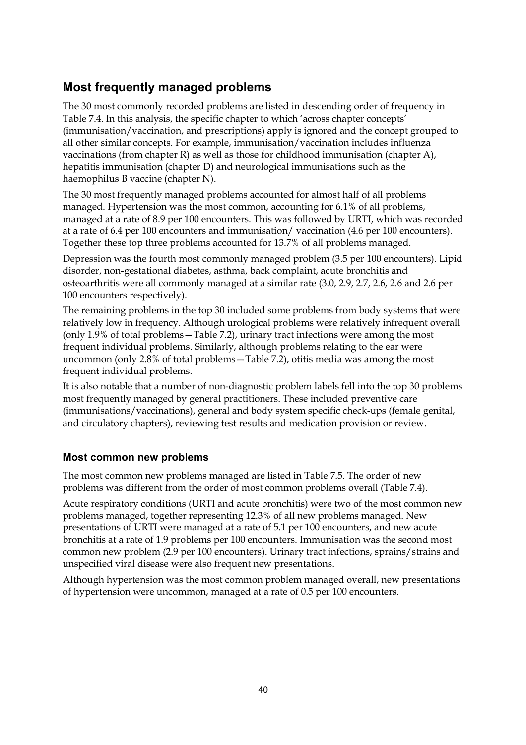## Most frequently managed problems

The 30 most commonly recorded problems are listed in descending order of frequency in Table 7.4. In this analysis, the specific chapter to which 'across chapter concepts' (immunisation/vaccination, and prescriptions) apply is ignored and the concept grouped to all other similar concepts. For example, immunisation/vaccination includes influenza vaccinations (from chapter R) as well as those for childhood immunisation (chapter A), hepatitis immunisation (chapter D) and neurological immunisations such as the haemophilus B vaccine (chapter N).

The 30 most frequently managed problems accounted for almost half of all problems managed. Hypertension was the most common, accounting for 6.1% of all problems, managed at a rate of 8.9 per 100 encounters. This was followed by URTI, which was recorded at a rate of 6.4 per 100 encounters and immunisation/ vaccination (4.6 per 100 encounters). Together these top three problems accounted for 13.7% of all problems managed.

Depression was the fourth most commonly managed problem (3.5 per 100 encounters). Lipid disorder, non-gestational diabetes, asthma, back complaint, acute bronchitis and osteoarthritis were all commonly managed at a similar rate (3.0, 2.9, 2.7, 2.6, 2.6 and 2.6 per 100 encounters respectively).

The remaining problems in the top 30 included some problems from body systems that were relatively low in frequency. Although urological problems were relatively infrequent overall (only 1.9% of total problems—Table 7.2), urinary tract infections were among the most frequent individual problems. Similarly, although problems relating to the ear were uncommon (only 2.8% of total problems—Table 7.2), otitis media was among the most frequent individual problems.

It is also notable that a number of non-diagnostic problem labels fell into the top 30 problems most frequently managed by general practitioners. These included preventive care (immunisations/vaccinations), general and body system specific check-ups (female genital, and circulatory chapters), reviewing test results and medication provision or review.

### Most common new problems

The most common new problems managed are listed in Table 7.5. The order of new problems was different from the order of most common problems overall (Table 7.4).

Acute respiratory conditions (URTI and acute bronchitis) were two of the most common new problems managed, together representing 12.3% of all new problems managed. New presentations of URTI were managed at a rate of 5.1 per 100 encounters, and new acute bronchitis at a rate of 1.9 problems per 100 encounters. Immunisation was the second most common new problem (2.9 per 100 encounters). Urinary tract infections, sprains/strains and unspecified viral disease were also frequent new presentations.

Although hypertension was the most common problem managed overall, new presentations of hypertension were uncommon, managed at a rate of 0.5 per 100 encounters.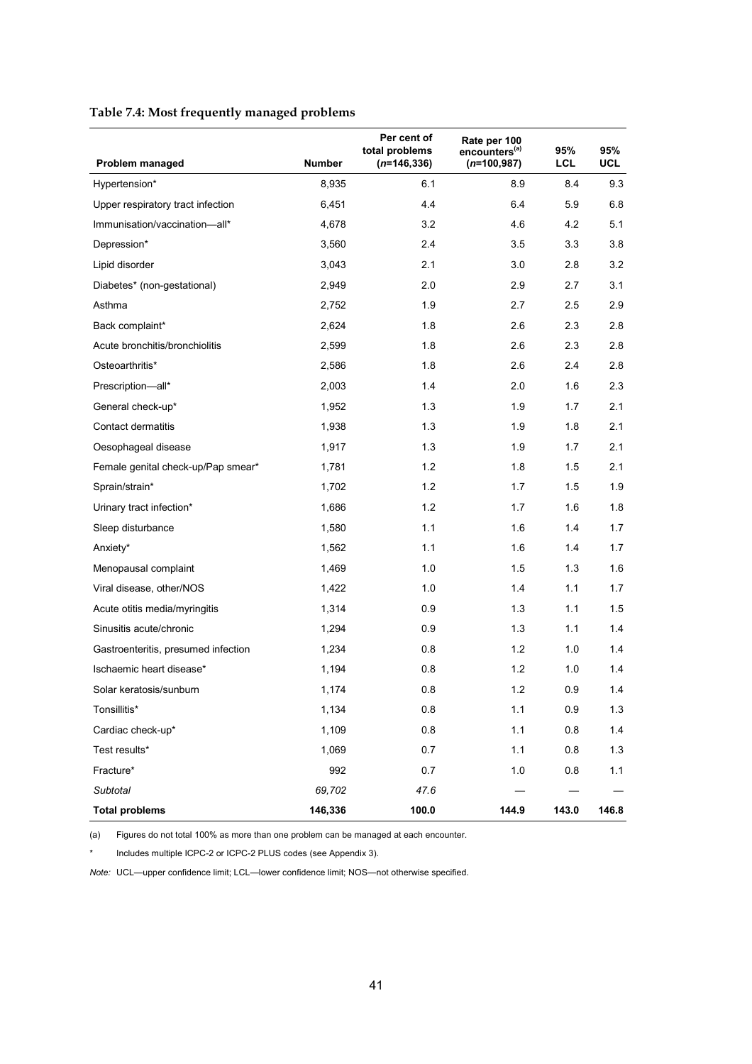**Table 7.4: Most frequently managed problems**

| Problem managed | Number | Per cent of total problems (*n*=146,336) | Rate per 100 encounters[(a)] (*n*=100,987) | 95% LCL | 95% UCL |
|---|---|---|---|---|---|
| Hypertension* | 8,935 | 6.1 | 8.9 | 8.4 | 9.3 |
| Upper respiratory tract infection | 6,451 | 4.4 | 6.4 | 5.9 | 6.8 |
| Immunisation/vaccination—all* | 4,678 | 3.2 | 4.6 | 4.2 | 5.1 |
| Depression* | 3,560 | 2.4 | 3.5 | 3.3 | 3.8 |
| Lipid disorder | 3,043 | 2.1 | 3.0 | 2.8 | 3.2 |
| Diabetes* (non-gestational) | 2,949 | 2.0 | 2.9 | 2.7 | 3.1 |
| Asthma | 2,752 | 1.9 | 2.7 | 2.5 | 2.9 |
| Back complaint* | 2,624 | 1.8 | 2.6 | 2.3 | 2.8 |
| Acute bronchitis/bronchiolitis | 2,599 | 1.8 | 2.6 | 2.3 | 2.8 |
| Osteoarthritis* | 2,586 | 1.8 | 2.6 | 2.4 | 2.8 |
| Prescription—all* | 2,003 | 1.4 | 2.0 | 1.6 | 2.3 |
| General check-up* | 1,952 | 1.3 | 1.9 | 1.7 | 2.1 |
| Contact dermatitis | 1,938 | 1.3 | 1.9 | 1.8 | 2.1 |
| Oesophageal disease | 1,917 | 1.3 | 1.9 | 1.7 | 2.1 |
| Female genital check-up/Pap smear* | 1,781 | 1.2 | 1.8 | 1.5 | 2.1 |
| Sprain/strain* | 1,702 | 1.2 | 1.7 | 1.5 | 1.9 |
| Urinary tract infection* | 1,686 | 1.2 | 1.7 | 1.6 | 1.8 |
| Sleep disturbance | 1,580 | 1.1 | 1.6 | 1.4 | 1.7 |
| Anxiety* | 1,562 | 1.1 | 1.6 | 1.4 | 1.7 |
| Menopausal complaint | 1,469 | 1.0 | 1.5 | 1.3 | 1.6 |
| Viral disease, other/NOS | 1,422 | 1.0 | 1.4 | 1.1 | 1.7 |
| Acute otitis media/myringitis | 1,314 | 0.9 | 1.3 | 1.1 | 1.5 |
| Sinusitis acute/chronic | 1,294 | 0.9 | 1.3 | 1.1 | 1.4 |
| Gastroenteritis, presumed infection | 1,234 | 0.8 | 1.2 | 1.0 | 1.4 |
| Ischaemic heart disease* | 1,194 | 0.8 | 1.2 | 1.0 | 1.4 |
| Solar keratosis/sunburn | 1,174 | 0.8 | 1.2 | 0.9 | 1.4 |
| Tonsillitis* | 1,134 | 0.8 | 1.1 | 0.9 | 1.3 |
| Cardiac check-up* | 1,109 | 0.8 | 1.1 | 0.8 | 1.4 |
| Test results* | 1,069 | 0.7 | 1.1 | 0.8 | 1.3 |
| Fracture* | 992 | 0.7 | 1.0 | 0.8 | 1.1 |
| *Subtotal* | *69,702* | *47.6* | — | — | — |
| **Total problems** | **146,336** | **100.0** | **144.9** | **143.0** | **146.8** |

(a) Figures do not total 100% as more than one problem can be managed at each encounter.

\* Includes multiple ICPC-2 or ICPC-2 PLUS codes (see Appendix 3).

*Note:* UCL—upper confidence limit; LCL—lower confidence limit; NOS—not otherwise specified.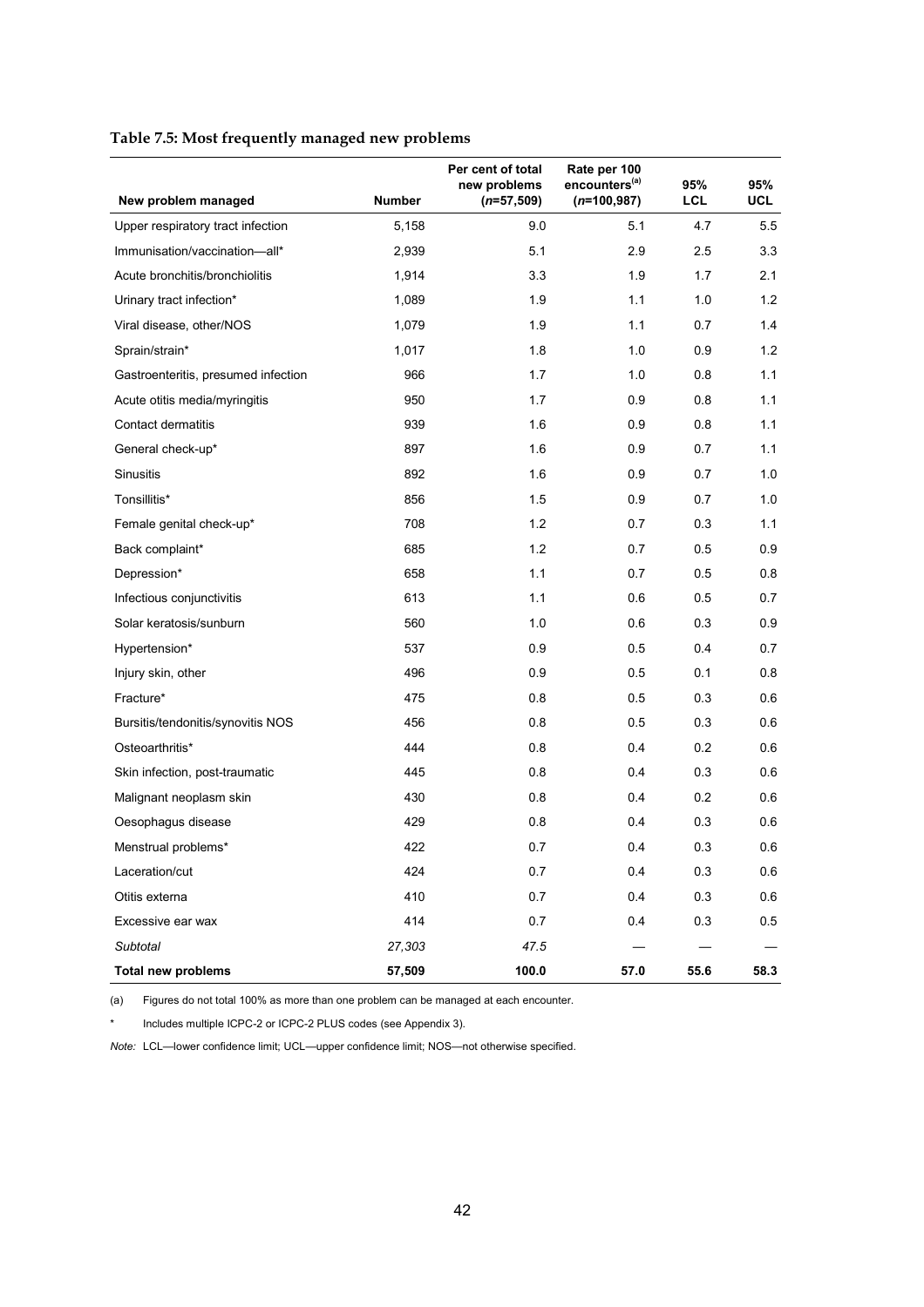**Table 7.5: Most frequently managed new problems**

| New problem managed | Number | Per cent of total new problems (*n*=57,509) | Rate per 100 encounters[(a)] (*n*=100,987) | 95% LCL | 95% UCL |
|---|---|---|---|---|---|
| Upper respiratory tract infection | 5,158 | 9.0 | 5.1 | 4.7 | 5.5 |
| Immunisation/vaccination—all* | 2,939 | 5.1 | 2.9 | 2.5 | 3.3 |
| Acute bronchitis/bronchiolitis | 1,914 | 3.3 | 1.9 | 1.7 | 2.1 |
| Urinary tract infection* | 1,089 | 1.9 | 1.1 | 1.0 | 1.2 |
| Viral disease, other/NOS | 1,079 | 1.9 | 1.1 | 0.7 | 1.4 |
| Sprain/strain* | 1,017 | 1.8 | 1.0 | 0.9 | 1.2 |
| Gastroenteritis, presumed infection | 966 | 1.7 | 1.0 | 0.8 | 1.1 |
| Acute otitis media/myringitis | 950 | 1.7 | 0.9 | 0.8 | 1.1 |
| Contact dermatitis | 939 | 1.6 | 0.9 | 0.8 | 1.1 |
| General check-up* | 897 | 1.6 | 0.9 | 0.7 | 1.1 |
| Sinusitis | 892 | 1.6 | 0.9 | 0.7 | 1.0 |
| Tonsillitis* | 856 | 1.5 | 0.9 | 0.7 | 1.0 |
| Female genital check-up* | 708 | 1.2 | 0.7 | 0.3 | 1.1 |
| Back complaint* | 685 | 1.2 | 0.7 | 0.5 | 0.9 |
| Depression* | 658 | 1.1 | 0.7 | 0.5 | 0.8 |
| Infectious conjunctivitis | 613 | 1.1 | 0.6 | 0.5 | 0.7 |
| Solar keratosis/sunburn | 560 | 1.0 | 0.6 | 0.3 | 0.9 |
| Hypertension* | 537 | 0.9 | 0.5 | 0.4 | 0.7 |
| Injury skin, other | 496 | 0.9 | 0.5 | 0.1 | 0.8 |
| Fracture* | 475 | 0.8 | 0.5 | 0.3 | 0.6 |
| Bursitis/tendonitis/synovitis NOS | 456 | 0.8 | 0.5 | 0.3 | 0.6 |
| Osteoarthritis* | 444 | 0.8 | 0.4 | 0.2 | 0.6 |
| Skin infection, post-traumatic | 445 | 0.8 | 0.4 | 0.3 | 0.6 |
| Malignant neoplasm skin | 430 | 0.8 | 0.4 | 0.2 | 0.6 |
| Oesophagus disease | 429 | 0.8 | 0.4 | 0.3 | 0.6 |
| Menstrual problems* | 422 | 0.7 | 0.4 | 0.3 | 0.6 |
| Laceration/cut | 424 | 0.7 | 0.4 | 0.3 | 0.6 |
| Otitis externa | 410 | 0.7 | 0.4 | 0.3 | 0.6 |
| Excessive ear wax | 414 | 0.7 | 0.4 | 0.3 | 0.5 |
| *Subtotal* | *27,303* | *47.5* | — | — | — |
| **Total new problems** | **57,509** | **100.0** | **57.0** | **55.6** | **58.3** |

(a) Figures do not total 100% as more than one problem can be managed at each encounter.

\* Includes multiple ICPC-2 or ICPC-2 PLUS codes (see Appendix 3).

*Note:* LCL—lower confidence limit; UCL—upper confidence limit; NOS—not otherwise specified.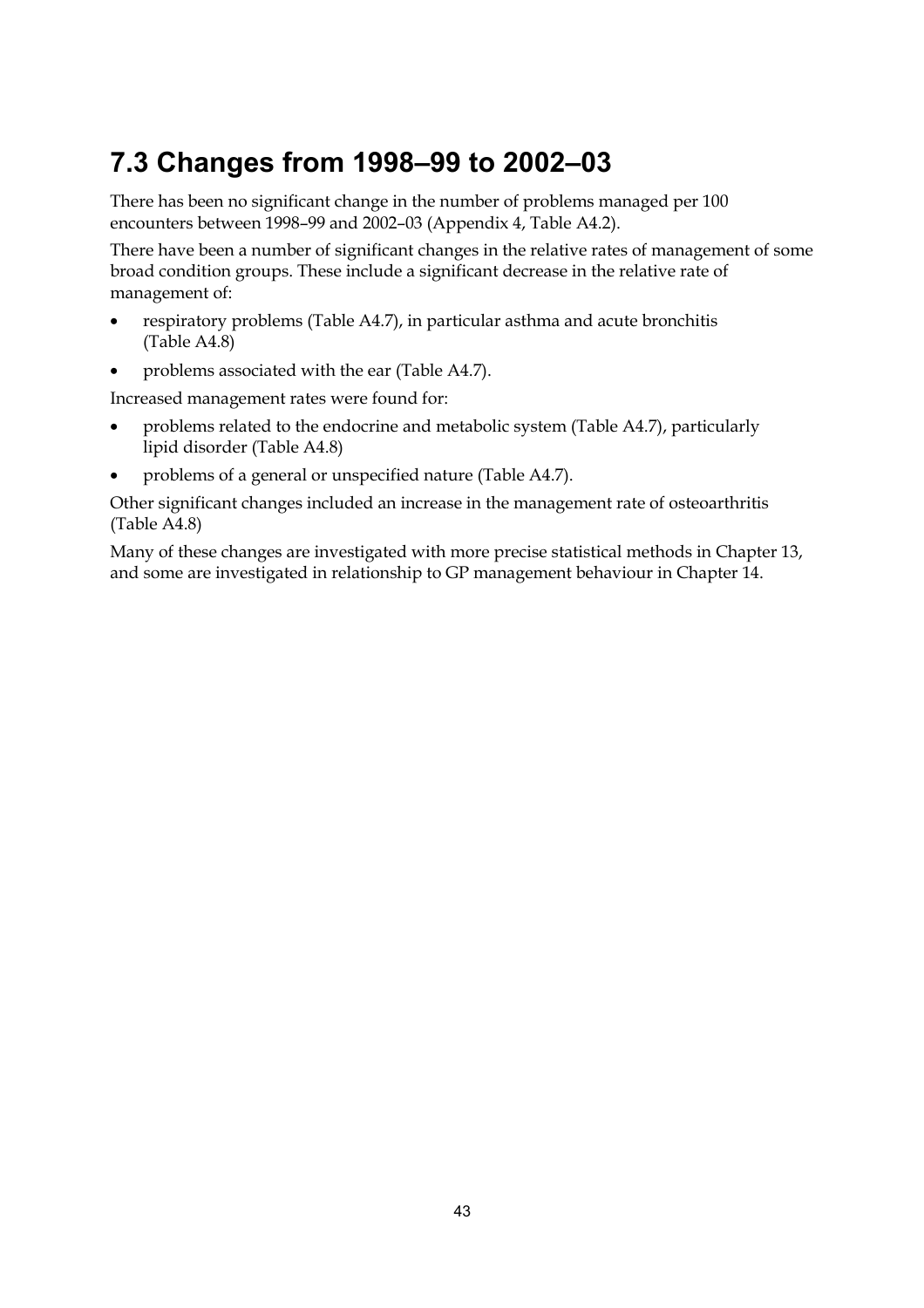## 7.3 Changes from 1998–99 to 2002–03

There has been no significant change in the number of problems managed per 100 encounters between 1998–99 and 2002–03 (Appendix 4, Table A4.2).

There have been a number of significant changes in the relative rates of management of some broad condition groups. These include a significant decrease in the relative rate of management of:

- respiratory problems (Table A4.7), in particular asthma and acute bronchitis (Table A4.8)
- problems associated with the ear (Table A4.7).

Increased management rates were found for:

- problems related to the endocrine and metabolic system (Table A4.7), particularly lipid disorder (Table A4.8)
- problems of a general or unspecified nature (Table A4.7).

Other significant changes included an increase in the management rate of osteoarthritis (Table A4.8)

Many of these changes are investigated with more precise statistical methods in Chapter 13, and some are investigated in relationship to GP management behaviour in Chapter 14.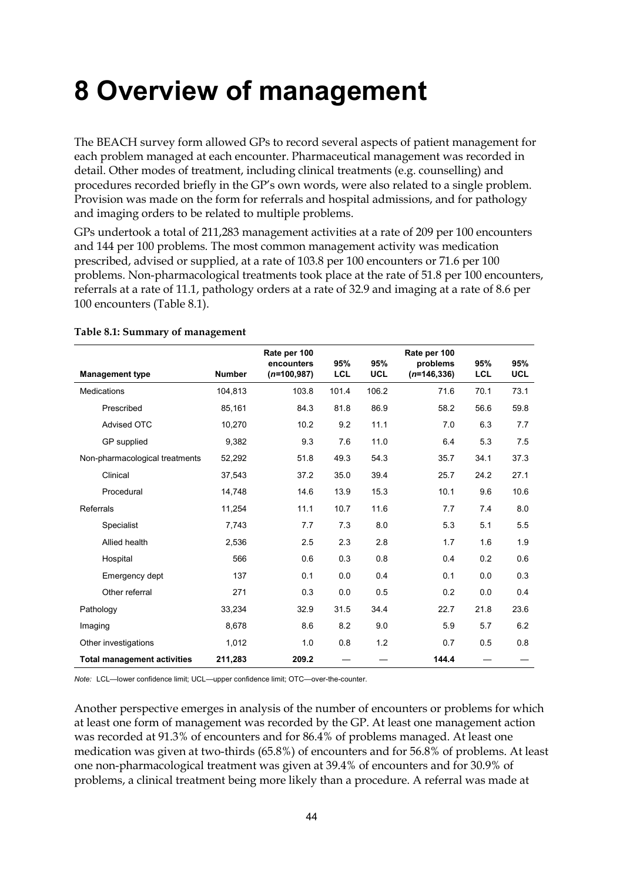# 8 Overview of management

The BEACH survey form allowed GPs to record several aspects of patient management for each problem managed at each encounter. Pharmaceutical management was recorded in detail. Other modes of treatment, including clinical treatments (e.g. counselling) and procedures recorded briefly in the GP's own words, were also related to a single problem. Provision was made on the form for referrals and hospital admissions, and for pathology and imaging orders to be related to multiple problems.

GPs undertook a total of 211,283 management activities at a rate of 209 per 100 encounters and 144 per 100 problems. The most common management activity was medication prescribed, advised or supplied, at a rate of 103.8 per 100 encounters or 71.6 per 100 problems. Non-pharmacological treatments took place at the rate of 51.8 per 100 encounters, referrals at a rate of 11.1, pathology orders at a rate of 32.9 and imaging at a rate of 8.6 per 100 encounters (Table 8.1).

**Table 8.1: Summary of management**

| Management type | Number | Rate per 100 encounters (*n*=100,987) | 95% LCL | 95% UCL | Rate per 100 problems (*n*=146,336) | 95% LCL | 95% UCL |
|---|---|---|---|---|---|---|---|
| Medications | 104,813 | 103.8 | 101.4 | 106.2 | 71.6 | 70.1 | 73.1 |
| Prescribed | 85,161 | 84.3 | 81.8 | 86.9 | 58.2 | 56.6 | 59.8 |
| Advised OTC | 10,270 | 10.2 | 9.2 | 11.1 | 7.0 | 6.3 | 7.7 |
| GP supplied | 9,382 | 9.3 | 7.6 | 11.0 | 6.4 | 5.3 | 7.5 |
| Non-pharmacological treatments | 52,292 | 51.8 | 49.3 | 54.3 | 35.7 | 34.1 | 37.3 |
| Clinical | 37,543 | 37.2 | 35.0 | 39.4 | 25.7 | 24.2 | 27.1 |
| Procedural | 14,748 | 14.6 | 13.9 | 15.3 | 10.1 | 9.6 | 10.6 |
| Referrals | 11,254 | 11.1 | 10.7 | 11.6 | 7.7 | 7.4 | 8.0 |
| Specialist | 7,743 | 7.7 | 7.3 | 8.0 | 5.3 | 5.1 | 5.5 |
| Allied health | 2,536 | 2.5 | 2.3 | 2.8 | 1.7 | 1.6 | 1.9 |
| Hospital | 566 | 0.6 | 0.3 | 0.8 | 0.4 | 0.2 | 0.6 |
| Emergency dept | 137 | 0.1 | 0.0 | 0.4 | 0.1 | 0.0 | 0.3 |
| Other referral | 271 | 0.3 | 0.0 | 0.5 | 0.2 | 0.0 | 0.4 |
| Pathology | 33,234 | 32.9 | 31.5 | 34.4 | 22.7 | 21.8 | 23.6 |
| Imaging | 8,678 | 8.6 | 8.2 | 9.0 | 5.9 | 5.7 | 6.2 |
| Other investigations | 1,012 | 1.0 | 0.8 | 1.2 | 0.7 | 0.5 | 0.8 |
| **Total management activities** | **211,283** | **209.2** | — | — | **144.4** | — | — |

*Note:* LCL—lower confidence limit; UCL—upper confidence limit; OTC—over-the-counter.

Another perspective emerges in analysis of the number of encounters or problems for which at least one form of management was recorded by the GP. At least one management action was recorded at 91.3% of encounters and for 86.4% of problems managed. At least one medication was given at two-thirds (65.8%) of encounters and for 56.8% of problems. At least one non-pharmacological treatment was given at 39.4% of encounters and for 30.9% of problems, a clinical treatment being more likely than a procedure. A referral was made at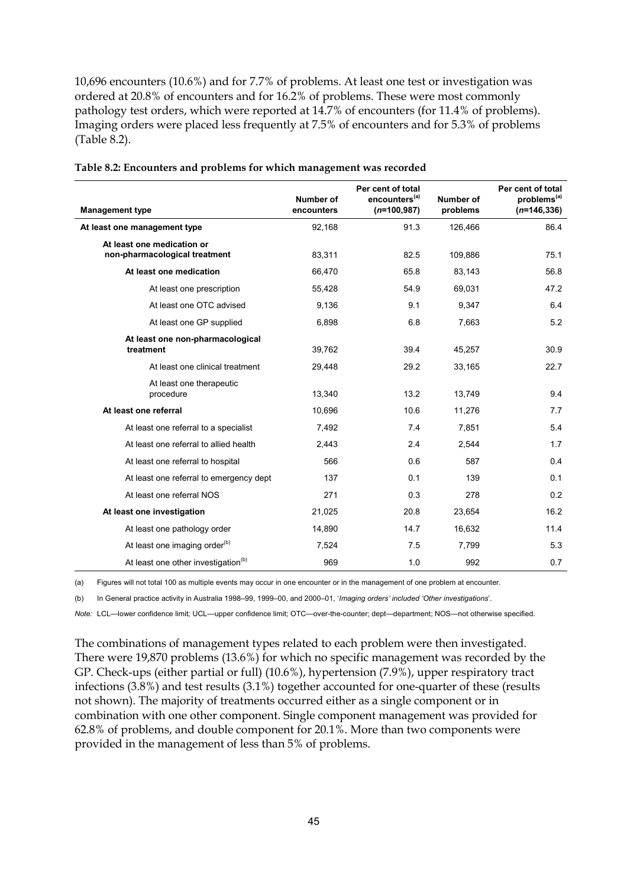10,696 encounters (10.6%) and for 7.7% of problems. At least one test or investigation was ordered at 20.8% of encounters and for 16.2% of problems. These were most commonly pathology test orders, which were reported at 14.7% of encounters (for 11.4% of problems). Imaging orders were placed less frequently at 7.5% of encounters and for 5.3% of problems (Table 8.2).

**Table 8.2: Encounters and problems for which management was recorded**

| Management type | Number of encounters | Per cent of total encounters[a] (n=100,987) | Number of problems | Per cent of total problems[a] (n=146,336) |
|---|---|---|---|---|
| **At least one management type** | 92,168 | 91.3 | 126,466 | 86.4 |
| **At least one medication or non-pharmacological treatment** | 83,311 | 82.5 | 109,886 | 75.1 |
| **At least one medication** | 66,470 | 65.8 | 83,143 | 56.8 |
| At least one prescription | 55,428 | 54.9 | 69,031 | 47.2 |
| At least one OTC advised | 9,136 | 9.1 | 9,347 | 6.4 |
| At least one GP supplied | 6,898 | 6.8 | 7,663 | 5.2 |
| **At least one non-pharmacological treatment** | 39,762 | 39.4 | 45,257 | 30.9 |
| At least one clinical treatment | 29,448 | 29.2 | 33,165 | 22.7 |
| At least one therapeutic procedure | 13,340 | 13.2 | 13,749 | 9.4 |
| **At least one referral** | 10,696 | 10.6 | 11,276 | 7.7 |
| At least one referral to a specialist | 7,492 | 7.4 | 7,851 | 5.4 |
| At least one referral to allied health | 2,443 | 2.4 | 2,544 | 1.7 |
| At least one referral to hospital | 566 | 0.6 | 587 | 0.4 |
| At least one referral to emergency dept | 137 | 0.1 | 139 | 0.1 |
| At least one referral NOS | 271 | 0.3 | 278 | 0.2 |
| **At least one investigation** | 21,025 | 20.8 | 23,654 | 16.2 |
| At least one pathology order | 14,890 | 14.7 | 16,632 | 11.4 |
| At least one imaging order[b] | 7,524 | 7.5 | 7,799 | 5.3 |
| At least one other investigation[b] | 969 | 1.0 | 992 | 0.7 |

(a) Figures will not total 100 as multiple events may occur in one encounter or in the management of one problem at encounter.

(b) In General practice activity in Australia 1998–99, 1999–00, and 2000–01, '*Imaging orders' included 'Other investigations*'.

*Note:* LCL—lower confidence limit; UCL—upper confidence limit; OTC—over-the-counter; dept—department; NOS—not otherwise specified.

The combinations of management types related to each problem were then investigated. There were 19,870 problems (13.6%) for which no specific management was recorded by the GP. Check-ups (either partial or full) (10.6%), hypertension (7.9%), upper respiratory tract infections (3.8%) and test results (3.1%) together accounted for one-quarter of these (results not shown). The majority of treatments occurred either as a single component or in combination with one other component. Single component management was provided for 62.8% of problems, and double component for 20.1%. More than two components were provided in the management of less than 5% of problems.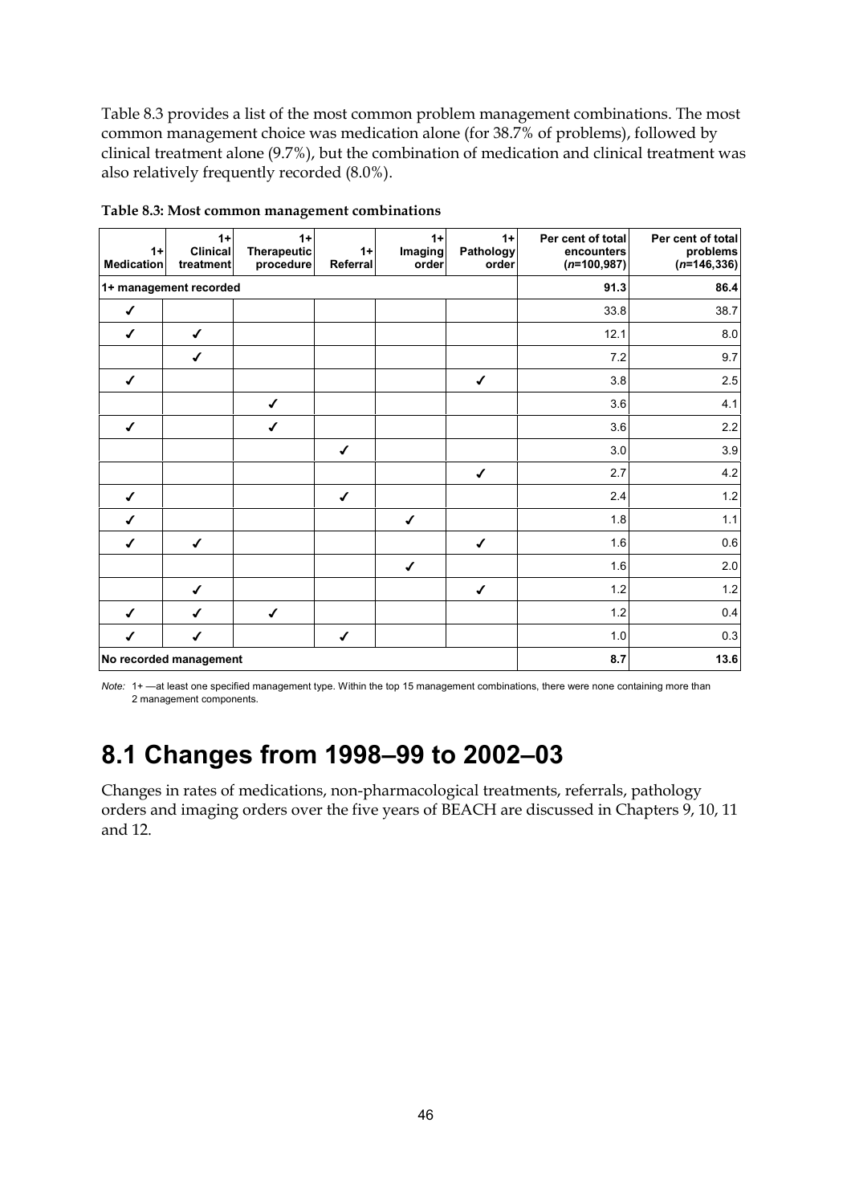Table 8.3 provides a list of the most common problem management combinations. The most common management choice was medication alone (for 38.7% of problems), followed by clinical treatment alone (9.7%), but the combination of medication and clinical treatment was also relatively frequently recorded (8.0%).

**Table 8.3: Most common management combinations**

| 1+ Medication | 1+ Clinical treatment | 1+ Therapeutic procedure | 1+ Referral | 1+ Imaging order | 1+ Pathology order | Per cent of total encounters (*n*=100,987) | Per cent of total problems (*n*=146,336) |
|---|---|---|---|---|---|---|---|
| **1+ management recorded** | | | | | | **91.3** | **86.4** |
| ✓ | | | | | | 33.8 | 38.7 |
| ✓ | ✓ | | | | | 12.1 | 8.0 |
| | ✓ | | | | | 7.2 | 9.7 |
| ✓ | | | | | ✓ | 3.8 | 2.5 |
| | | ✓ | | | | 3.6 | 4.1 |
| ✓ | | ✓ | | | | 3.6 | 2.2 |
| | | | ✓ | | | 3.0 | 3.9 |
| | | | | | ✓ | 2.7 | 4.2 |
| ✓ | | | ✓ | | | 2.4 | 1.2 |
| ✓ | | | | ✓ | | 1.8 | 1.1 |
| ✓ | ✓ | | | | ✓ | 1.6 | 0.6 |
| | | | | ✓ | | 1.6 | 2.0 |
| | ✓ | | | | ✓ | 1.2 | 1.2 |
| ✓ | ✓ | ✓ | | | | 1.2 | 0.4 |
| ✓ | ✓ | | ✓ | | | 1.0 | 0.3 |
| **No recorded management** | | | | | | **8.7** | **13.6** |

*Note:* 1+ —at least one specified management type. Within the top 15 management combinations, there were none containing more than 2 management components.

# 8.1 Changes from 1998–99 to 2002–03

Changes in rates of medications, non-pharmacological treatments, referrals, pathology orders and imaging orders over the five years of BEACH are discussed in Chapters 9, 10, 11 and 12.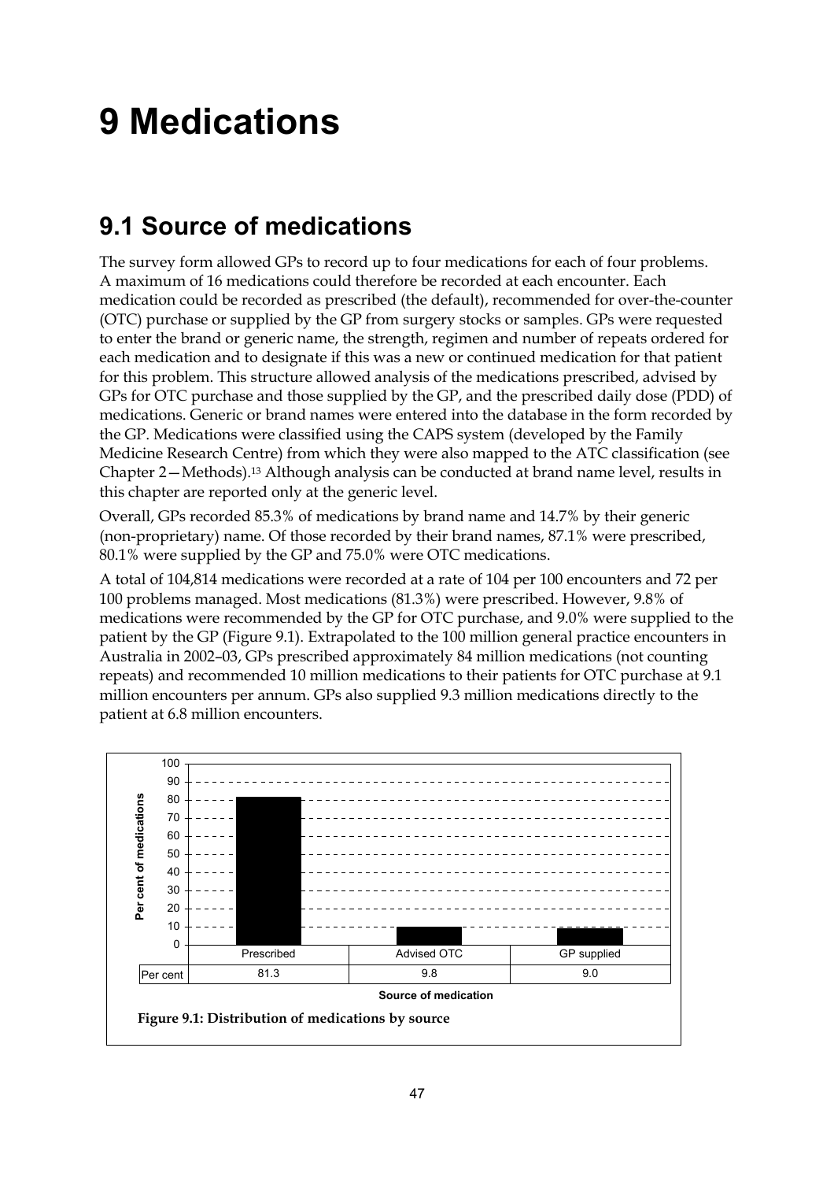# 9 Medications

## 9.1 Source of medications

The survey form allowed GPs to record up to four medications for each of four problems. A maximum of 16 medications could therefore be recorded at each encounter. Each medication could be recorded as prescribed (the default), recommended for over-the-counter (OTC) purchase or supplied by the GP from surgery stocks or samples. GPs were requested to enter the brand or generic name, the strength, regimen and number of repeats ordered for each medication and to designate if this was a new or continued medication for that patient for this problem. This structure allowed analysis of the medications prescribed, advised by GPs for OTC purchase and those supplied by the GP, and the prescribed daily dose (PDD) of medications. Generic or brand names were entered into the database in the form recorded by the GP. Medications were classified using the CAPS system (developed by the Family Medicine Research Centre) from which they were also mapped to the ATC classification (see Chapter 2—Methods).[13] Although analysis can be conducted at brand name level, results in this chapter are reported only at the generic level.

Overall, GPs recorded 85.3% of medications by brand name and 14.7% by their generic (non-proprietary) name. Of those recorded by their brand names, 87.1% were prescribed, 80.1% were supplied by the GP and 75.0% were OTC medications.

A total of 104,814 medications were recorded at a rate of 104 per 100 encounters and 72 per 100 problems managed. Most medications (81.3%) were prescribed. However, 9.8% of medications were recommended by the GP for OTC purchase, and 9.0% were supplied to the patient by the GP (Figure 9.1). Extrapolated to the 100 million general practice encounters in Australia in 2002–03, GPs prescribed approximately 84 million medications (not counting repeats) and recommended 10 million medications to their patients for OTC purchase at 9.1 million encounters per annum. GPs also supplied 9.3 million medications directly to the patient at 6.8 million encounters.

| Source of medication | Prescribed | Advised OTC | GP supplied |
|---|---|---|---|
| Per cent | 81.3 | 9.8 | 9.0 |

**Figure 9.1: Distribution of medications by source**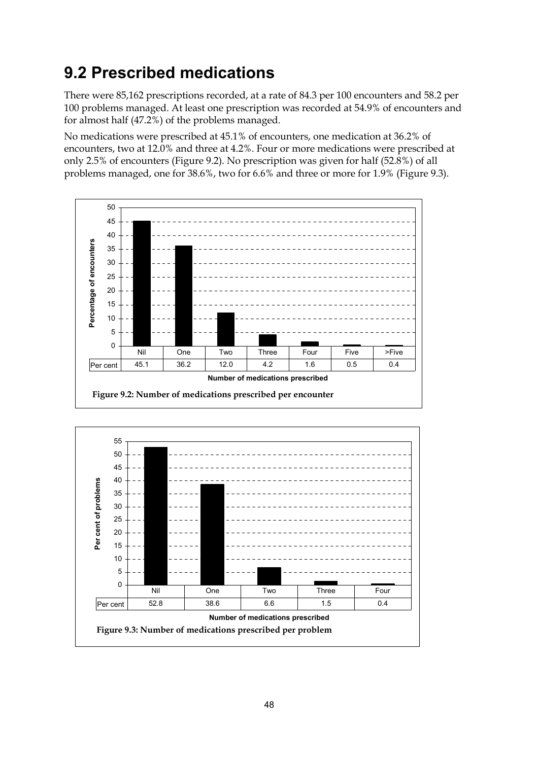## 9.2 Prescribed medications

There were 85,162 prescriptions recorded, at a rate of 84.3 per 100 encounters and 58.2 per 100 problems managed. At least one prescription was recorded at 54.9% of encounters and for almost half (47.2%) of the problems managed.

No medications were prescribed at 45.1% of encounters, one medication at 36.2% of encounters, two at 12.0% and three at 4.2%. Four or more medications were prescribed at only 2.5% of encounters (Figure 9.2). No prescription was given for half (52.8%) of all problems managed, one for 38.6%, two for 6.6% and three or more for 1.9% (Figure 9.3).

| Number of medications prescribed | Nil | One | Two | Three | Four | Five | >Five |
|---|---|---|---|---|---|---|---|
| Per cent | 45.1 | 36.2 | 12.0 | 4.2 | 1.6 | 0.5 | 0.4 |

**Figure 9.2: Number of medications prescribed per encounter**

| Number of medications prescribed | Nil | One | Two | Three | Four |
|---|---|---|---|---|---|
| Per cent | 52.8 | 38.6 | 6.6 | 1.5 | 0.4 |

**Figure 9.3: Number of medications prescribed per problem**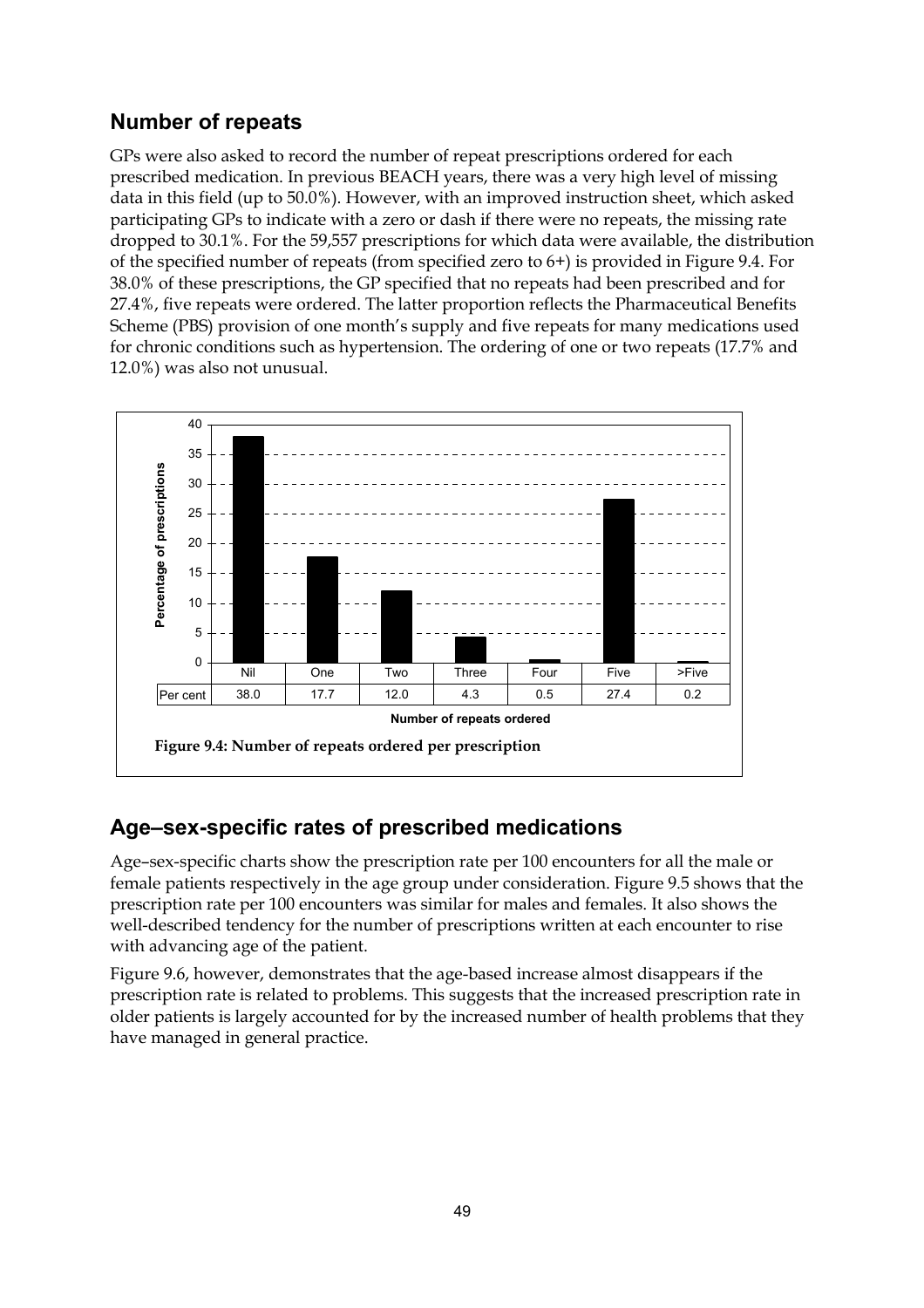## Number of repeats

GPs were also asked to record the number of repeat prescriptions ordered for each prescribed medication. In previous BEACH years, there was a very high level of missing data in this field (up to 50.0%). However, with an improved instruction sheet, which asked participating GPs to indicate with a zero or dash if there were no repeats, the missing rate dropped to 30.1%. For the 59,557 prescriptions for which data were available, the distribution of the specified number of repeats (from specified zero to 6+) is provided in Figure 9.4. For 38.0% of these prescriptions, the GP specified that no repeats had been prescribed and for 27.4%, five repeats were ordered. The latter proportion reflects the Pharmaceutical Benefits Scheme (PBS) provision of one month's supply and five repeats for many medications used for chronic conditions such as hypertension. The ordering of one or two repeats (17.7% and 12.0%) was also not unusual.

| | Nil | One | Two | Three | Four | Five | >Five |
|---|---|---|---|---|---|---|---|
| Per cent | 38.0 | 17.7 | 12.0 | 4.3 | 0.5 | 27.4 | 0.2 |

Number of repeats ordered

**Figure 9.4: Number of repeats ordered per prescription**

## Age–sex-specific rates of prescribed medications

Age–sex-specific charts show the prescription rate per 100 encounters for all the male or female patients respectively in the age group under consideration. Figure 9.5 shows that the prescription rate per 100 encounters was similar for males and females. It also shows the well-described tendency for the number of prescriptions written at each encounter to rise with advancing age of the patient.

Figure 9.6, however, demonstrates that the age-based increase almost disappears if the prescription rate is related to problems. This suggests that the increased prescription rate in older patients is largely accounted for by the increased number of health problems that they have managed in general practice.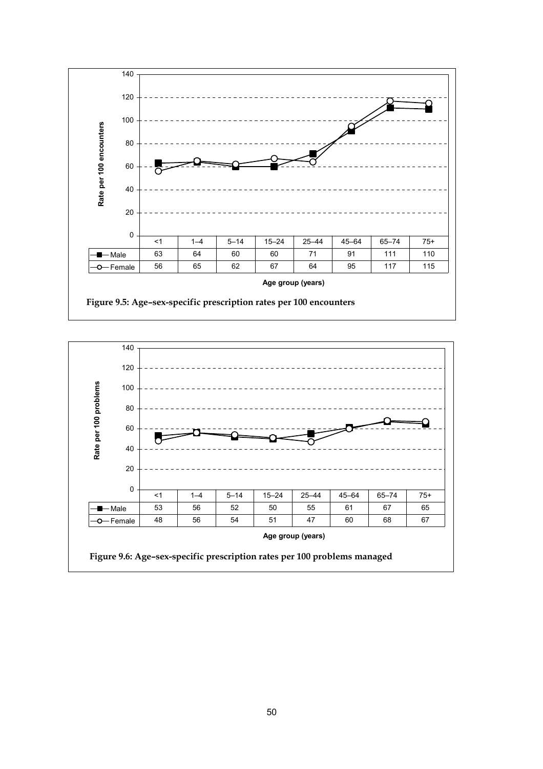| | <1 | 1–4 | 5–14 | 15–24 | 25–44 | 45–64 | 65–74 | 75+ |
|---|---|---|---|---|---|---|---|---|
| Male | 63 | 64 | 60 | 60 | 71 | 91 | 111 | 110 |
| Female | 56 | 65 | 62 | 67 | 64 | 95 | 117 | 115 |

Age group (years)

**Figure 9.5: Age–sex-specific prescription rates per 100 encounters**

| | <1 | 1–4 | 5–14 | 15–24 | 25–44 | 45–64 | 65–74 | 75+ |
|---|---|---|---|---|---|---|---|---|
| Male | 53 | 56 | 52 | 50 | 55 | 61 | 67 | 65 |
| Female | 48 | 56 | 54 | 51 | 47 | 60 | 68 | 67 |

Age group (years)

**Figure 9.6: Age–sex-specific prescription rates per 100 problems managed**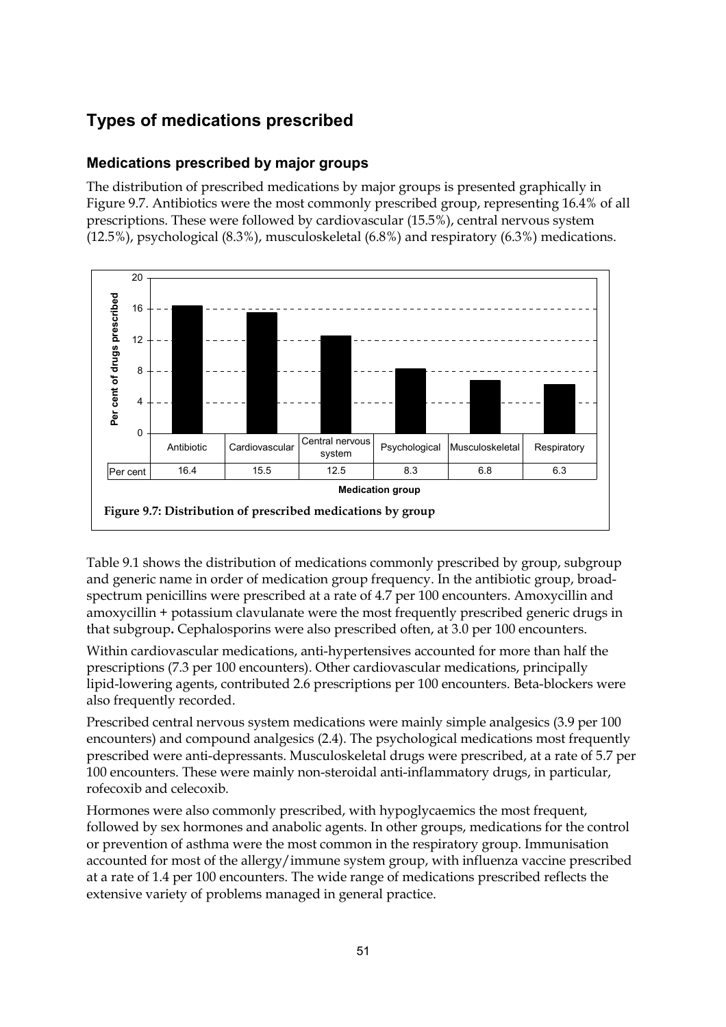## Types of medications prescribed

### Medications prescribed by major groups

The distribution of prescribed medications by major groups is presented graphically in Figure 9.7. Antibiotics were the most commonly prescribed group, representing 16.4% of all prescriptions. These were followed by cardiovascular (15.5%), central nervous system (12.5%), psychological (8.3%), musculoskeletal (6.8%) and respiratory (6.3%) medications.

| | Antibiotic | Cardiovascular | Central nervous system | Psychological | Musculoskeletal | Respiratory |
|---|---|---|---|---|---|---|
| Per cent | 16.4 | 15.5 | 12.5 | 8.3 | 6.8 | 6.3 |

**Figure 9.7: Distribution of prescribed medications by group**

Table 9.1 shows the distribution of medications commonly prescribed by group, subgroup and generic name in order of medication group frequency. In the antibiotic group, broad-spectrum penicillins were prescribed at a rate of 4.7 per 100 encounters. Amoxycillin and amoxycillin + potassium clavulanate were the most frequently prescribed generic drugs in that subgroup**.** Cephalosporins were also prescribed often, at 3.0 per 100 encounters.

Within cardiovascular medications, anti-hypertensives accounted for more than half the prescriptions (7.3 per 100 encounters). Other cardiovascular medications, principally lipid-lowering agents, contributed 2.6 prescriptions per 100 encounters. Beta-blockers were also frequently recorded.

Prescribed central nervous system medications were mainly simple analgesics (3.9 per 100 encounters) and compound analgesics (2.4). The psychological medications most frequently prescribed were anti-depressants. Musculoskeletal drugs were prescribed, at a rate of 5.7 per 100 encounters. These were mainly non-steroidal anti-inflammatory drugs, in particular, rofecoxib and celecoxib.

Hormones were also commonly prescribed, with hypoglycaemics the most frequent, followed by sex hormones and anabolic agents. In other groups, medications for the control or prevention of asthma were the most common in the respiratory group. Immunisation accounted for most of the allergy/immune system group, with influenza vaccine prescribed at a rate of 1.4 per 100 encounters. The wide range of medications prescribed reflects the extensive variety of problems managed in general practice.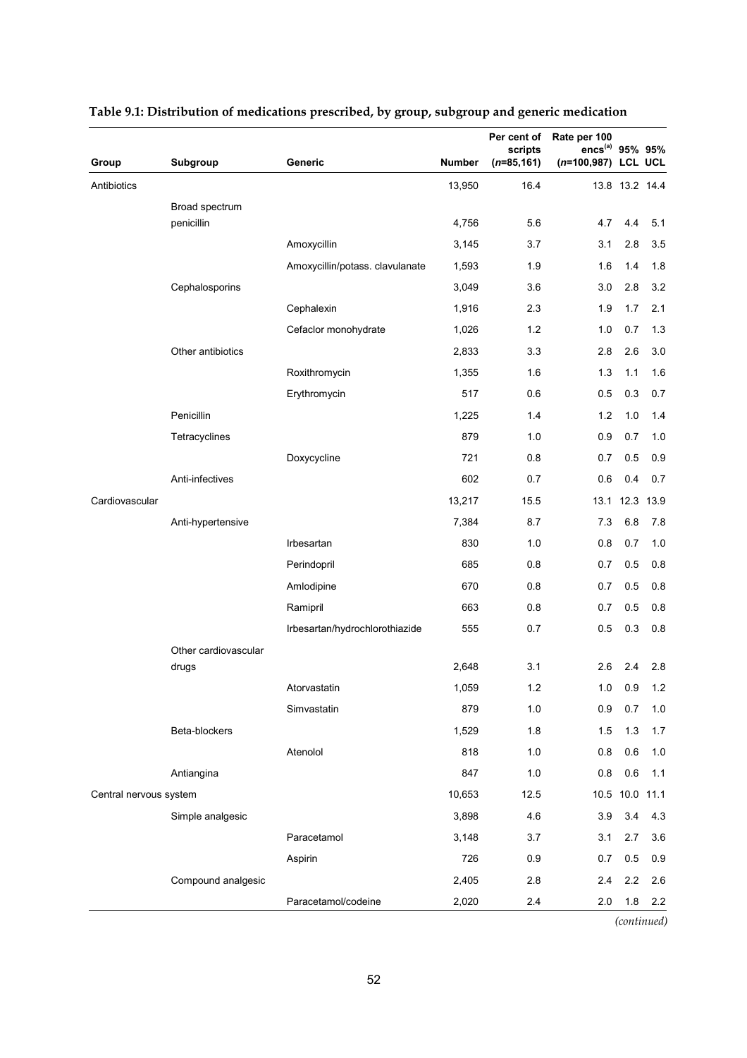**Table 9.1: Distribution of medications prescribed, by group, subgroup and generic medication**

| Group | Subgroup | Generic | Number | Per cent of scripts ($n$=85,161) | Rate per 100 encs[(a)] ($n$=100,987) | 95% LCL | 95% UCL |
|---|---|---|---|---|---|---|---|
| Antibiotics | | | 13,950 | 16.4 | 13.8 | 13.2 | 14.4 |
| | Broad spectrum penicillin | | 4,756 | 5.6 | 4.7 | 4.4 | 5.1 |
| | | Amoxycillin | 3,145 | 3.7 | 3.1 | 2.8 | 3.5 |
| | | Amoxycillin/potass. clavulanate | 1,593 | 1.9 | 1.6 | 1.4 | 1.8 |
| | Cephalosporins | | 3,049 | 3.6 | 3.0 | 2.8 | 3.2 |
| | | Cephalexin | 1,916 | 2.3 | 1.9 | 1.7 | 2.1 |
| | | Cefaclor monohydrate | 1,026 | 1.2 | 1.0 | 0.7 | 1.3 |
| | Other antibiotics | | 2,833 | 3.3 | 2.8 | 2.6 | 3.0 |
| | | Roxithromycin | 1,355 | 1.6 | 1.3 | 1.1 | 1.6 |
| | | Erythromycin | 517 | 0.6 | 0.5 | 0.3 | 0.7 |
| | Penicillin | | 1,225 | 1.4 | 1.2 | 1.0 | 1.4 |
| | Tetracyclines | | 879 | 1.0 | 0.9 | 0.7 | 1.0 |
| | | Doxycycline | 721 | 0.8 | 0.7 | 0.5 | 0.9 |
| | Anti-infectives | | 602 | 0.7 | 0.6 | 0.4 | 0.7 |
| Cardiovascular | | | 13,217 | 15.5 | 13.1 | 12.3 | 13.9 |
| | Anti-hypertensive | | 7,384 | 8.7 | 7.3 | 6.8 | 7.8 |
| | | Irbesartan | 830 | 1.0 | 0.8 | 0.7 | 1.0 |
| | | Perindopril | 685 | 0.8 | 0.7 | 0.5 | 0.8 |
| | | Amlodipine | 670 | 0.8 | 0.7 | 0.5 | 0.8 |
| | | Ramipril | 663 | 0.8 | 0.7 | 0.5 | 0.8 |
| | | Irbesartan/hydrochlorothiazide | 555 | 0.7 | 0.5 | 0.3 | 0.8 |
| | Other cardiovascular drugs | | 2,648 | 3.1 | 2.6 | 2.4 | 2.8 |
| | | Atorvastatin | 1,059 | 1.2 | 1.0 | 0.9 | 1.2 |
| | | Simvastatin | 879 | 1.0 | 0.9 | 0.7 | 1.0 |
| | Beta-blockers | | 1,529 | 1.8 | 1.5 | 1.3 | 1.7 |
| | | Atenolol | 818 | 1.0 | 0.8 | 0.6 | 1.0 |
| | Antiangina | | 847 | 1.0 | 0.8 | 0.6 | 1.1 |
| Central nervous system | | | 10,653 | 12.5 | 10.5 | 10.0 | 11.1 |
| | Simple analgesic | | 3,898 | 4.6 | 3.9 | 3.4 | 4.3 |
| | | Paracetamol | 3,148 | 3.7 | 3.1 | 2.7 | 3.6 |
| | | Aspirin | 726 | 0.9 | 0.7 | 0.5 | 0.9 |
| | Compound analgesic | | 2,405 | 2.8 | 2.4 | 2.2 | 2.6 |
| | | Paracetamol/codeine | 2,020 | 2.4 | 2.0 | 1.8 | 2.2 |

*(continued)*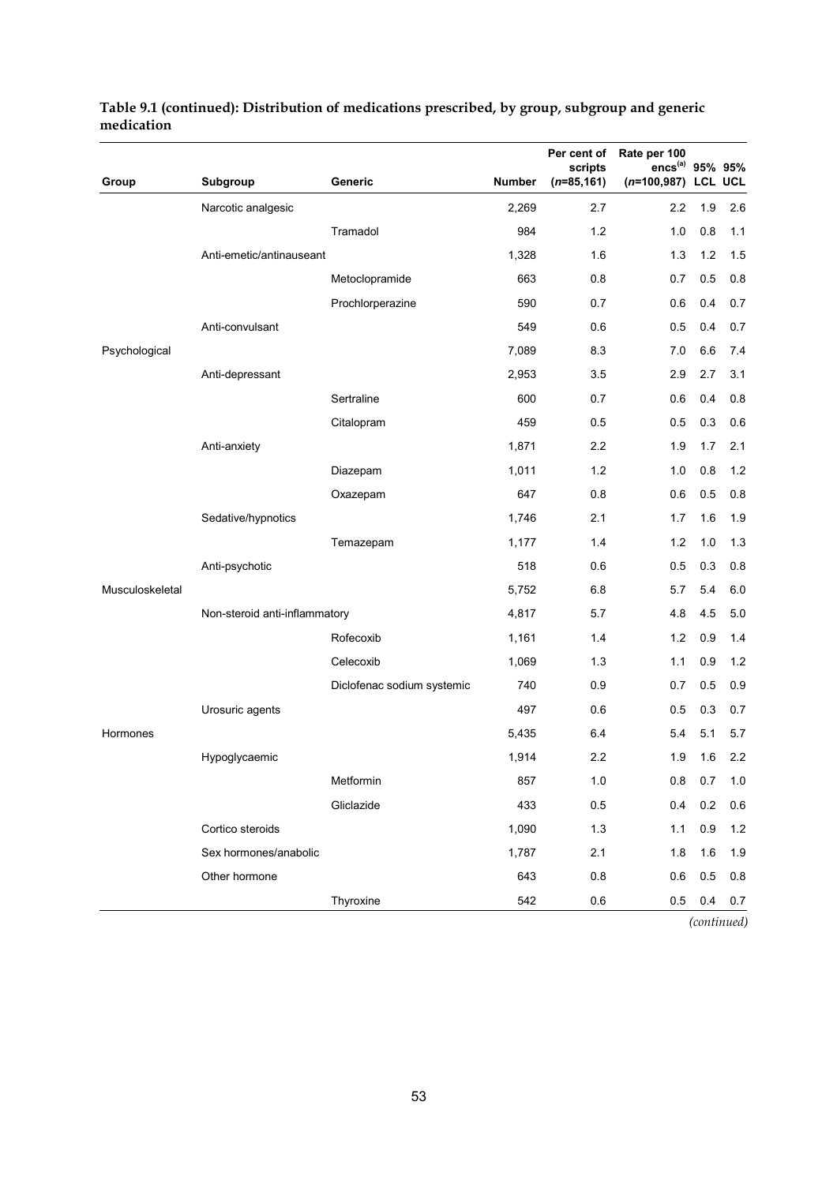**Table 9.1 (continued): Distribution of medications prescribed, by group, subgroup and generic medication**

| Group | Subgroup | Generic | Number | Per cent of scripts (*n*=85,161) | Rate per 100 encs[(a)] (*n*=100,987) | 95% LCL | 95% UCL |
|---|---|---|---|---|---|---|---|
| | Narcotic analgesic | | 2,269 | 2.7 | 2.2 | 1.9 | 2.6 |
| | | Tramadol | 984 | 1.2 | 1.0 | 0.8 | 1.1 |
| | Anti-emetic/antinauseant | | 1,328 | 1.6 | 1.3 | 1.2 | 1.5 |
| | | Metoclopramide | 663 | 0.8 | 0.7 | 0.5 | 0.8 |
| | | Prochlorperazine | 590 | 0.7 | 0.6 | 0.4 | 0.7 |
| | Anti-convulsant | | 549 | 0.6 | 0.5 | 0.4 | 0.7 |
| Psychological | | | 7,089 | 8.3 | 7.0 | 6.6 | 7.4 |
| | Anti-depressant | | 2,953 | 3.5 | 2.9 | 2.7 | 3.1 |
| | | Sertraline | 600 | 0.7 | 0.6 | 0.4 | 0.8 |
| | | Citalopram | 459 | 0.5 | 0.5 | 0.3 | 0.6 |
| | Anti-anxiety | | 1,871 | 2.2 | 1.9 | 1.7 | 2.1 |
| | | Diazepam | 1,011 | 1.2 | 1.0 | 0.8 | 1.2 |
| | | Oxazepam | 647 | 0.8 | 0.6 | 0.5 | 0.8 |
| | Sedative/hypnotics | | 1,746 | 2.1 | 1.7 | 1.6 | 1.9 |
| | | Temazepam | 1,177 | 1.4 | 1.2 | 1.0 | 1.3 |
| | Anti-psychotic | | 518 | 0.6 | 0.5 | 0.3 | 0.8 |
| Musculoskeletal | | | 5,752 | 6.8 | 5.7 | 5.4 | 6.0 |
| | Non-steroid anti-inflammatory | | 4,817 | 5.7 | 4.8 | 4.5 | 5.0 |
| | | Rofecoxib | 1,161 | 1.4 | 1.2 | 0.9 | 1.4 |
| | | Celecoxib | 1,069 | 1.3 | 1.1 | 0.9 | 1.2 |
| | | Diclofenac sodium systemic | 740 | 0.9 | 0.7 | 0.5 | 0.9 |
| | Urosuric agents | | 497 | 0.6 | 0.5 | 0.3 | 0.7 |
| Hormones | | | 5,435 | 6.4 | 5.4 | 5.1 | 5.7 |
| | Hypoglycaemic | | 1,914 | 2.2 | 1.9 | 1.6 | 2.2 |
| | | Metformin | 857 | 1.0 | 0.8 | 0.7 | 1.0 |
| | | Gliclazide | 433 | 0.5 | 0.4 | 0.2 | 0.6 |
| | Cortico steroids | | 1,090 | 1.3 | 1.1 | 0.9 | 1.2 |
| | Sex hormones/anabolic | | 1,787 | 2.1 | 1.8 | 1.6 | 1.9 |
| | Other hormone | | 643 | 0.8 | 0.6 | 0.5 | 0.8 |
| | | Thyroxine | 542 | 0.6 | 0.5 | 0.4 | 0.7 |

*(continued)*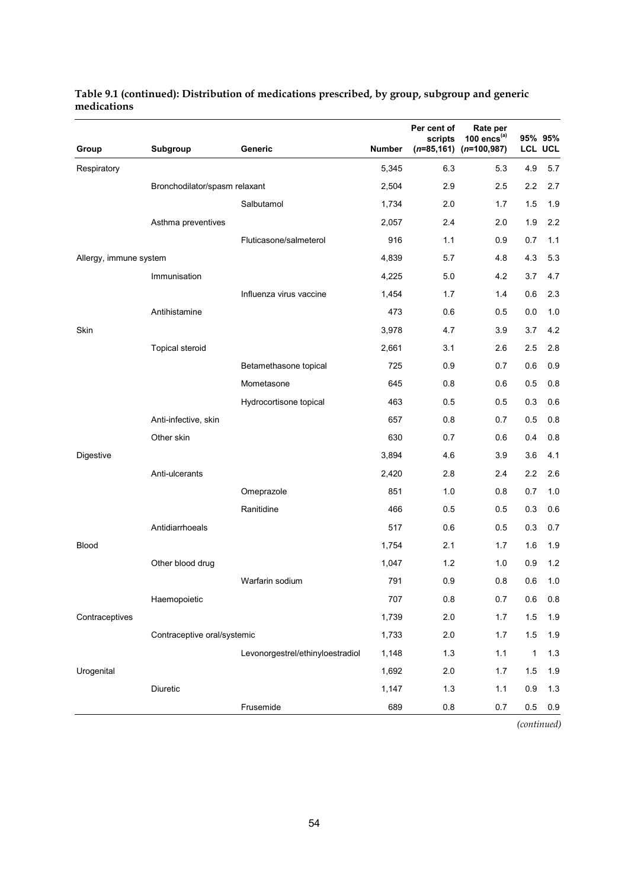**Table 9.1 (continued): Distribution of medications prescribed, by group, subgroup and generic medications**

| Group | Subgroup | Generic | Number | Per cent of scripts (*n*=85,161) | Rate per 100 encs[(a)] (*n*=100,987) | 95% LCL | 95% UCL |
|---|---|---|---|---|---|---|---|
| Respiratory | | | 5,345 | 6.3 | 5.3 | 4.9 | 5.7 |
| | Bronchodilator/spasm relaxant | | 2,504 | 2.9 | 2.5 | 2.2 | 2.7 |
| | | Salbutamol | 1,734 | 2.0 | 1.7 | 1.5 | 1.9 |
| | Asthma preventives | | 2,057 | 2.4 | 2.0 | 1.9 | 2.2 |
| | | Fluticasone/salmeterol | 916 | 1.1 | 0.9 | 0.7 | 1.1 |
| Allergy, immune system | | | 4,839 | 5.7 | 4.8 | 4.3 | 5.3 |
| | Immunisation | | 4,225 | 5.0 | 4.2 | 3.7 | 4.7 |
| | | Influenza virus vaccine | 1,454 | 1.7 | 1.4 | 0.6 | 2.3 |
| | Antihistamine | | 473 | 0.6 | 0.5 | 0.0 | 1.0 |
| Skin | | | 3,978 | 4.7 | 3.9 | 3.7 | 4.2 |
| | Topical steroid | | 2,661 | 3.1 | 2.6 | 2.5 | 2.8 |
| | | Betamethasone topical | 725 | 0.9 | 0.7 | 0.6 | 0.9 |
| | | Mometasone | 645 | 0.8 | 0.6 | 0.5 | 0.8 |
| | | Hydrocortisone topical | 463 | 0.5 | 0.5 | 0.3 | 0.6 |
| | Anti-infective, skin | | 657 | 0.8 | 0.7 | 0.5 | 0.8 |
| | Other skin | | 630 | 0.7 | 0.6 | 0.4 | 0.8 |
| Digestive | | | 3,894 | 4.6 | 3.9 | 3.6 | 4.1 |
| | Anti-ulcerants | | 2,420 | 2.8 | 2.4 | 2.2 | 2.6 |
| | | Omeprazole | 851 | 1.0 | 0.8 | 0.7 | 1.0 |
| | | Ranitidine | 466 | 0.5 | 0.5 | 0.3 | 0.6 |
| | Antidiarrhoeals | | 517 | 0.6 | 0.5 | 0.3 | 0.7 |
| Blood | | | 1,754 | 2.1 | 1.7 | 1.6 | 1.9 |
| | Other blood drug | | 1,047 | 1.2 | 1.0 | 0.9 | 1.2 |
| | | Warfarin sodium | 791 | 0.9 | 0.8 | 0.6 | 1.0 |
| | Haemopoietic | | 707 | 0.8 | 0.7 | 0.6 | 0.8 |
| Contraceptives | | | 1,739 | 2.0 | 1.7 | 1.5 | 1.9 |
| | Contraceptive oral/systemic | | 1,733 | 2.0 | 1.7 | 1.5 | 1.9 |
| | | Levonorgestrel/ethinyloestradiol | 1,148 | 1.3 | 1.1 | 1 | 1.3 |
| Urogenital | | | 1,692 | 2.0 | 1.7 | 1.5 | 1.9 |
| | Diuretic | | 1,147 | 1.3 | 1.1 | 0.9 | 1.3 |
| | | Frusemide | 689 | 0.8 | 0.7 | 0.5 | 0.9 |

*(continued)*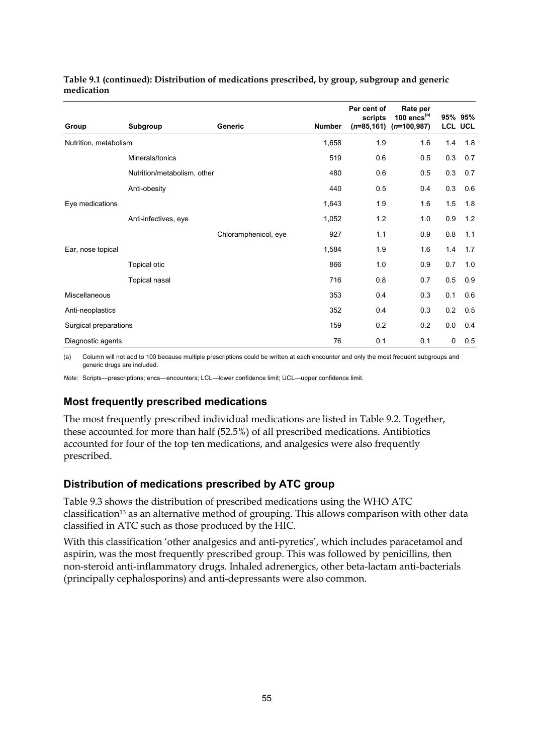**Table 9.1 (continued): Distribution of medications prescribed, by group, subgroup and generic medication**

| Group | Subgroup | Generic | Number | Per cent of scripts (*n*=85,161) | Rate per 100 encs[(a)] (*n*=100,987) | 95% LCL | 95% UCL |
|---|---|---|---|---|---|---|---|
| Nutrition, metabolism | | | 1,658 | 1.9 | 1.6 | 1.4 | 1.8 |
| | Minerals/tonics | | 519 | 0.6 | 0.5 | 0.3 | 0.7 |
| | Nutrition/metabolism, other | | 480 | 0.6 | 0.5 | 0.3 | 0.7 |
| | Anti-obesity | | 440 | 0.5 | 0.4 | 0.3 | 0.6 |
| Eye medications | | | 1,643 | 1.9 | 1.6 | 1.5 | 1.8 |
| | Anti-infectives, eye | | 1,052 | 1.2 | 1.0 | 0.9 | 1.2 |
| | | Chloramphenicol, eye | 927 | 1.1 | 0.9 | 0.8 | 1.1 |
| Ear, nose topical | | | 1,584 | 1.9 | 1.6 | 1.4 | 1.7 |
| | Topical otic | | 866 | 1.0 | 0.9 | 0.7 | 1.0 |
| | Topical nasal | | 716 | 0.8 | 0.7 | 0.5 | 0.9 |
| Miscellaneous | | | 353 | 0.4 | 0.3 | 0.1 | 0.6 |
| Anti-neoplastics | | | 352 | 0.4 | 0.3 | 0.2 | 0.5 |
| Surgical preparations | | | 159 | 0.2 | 0.2 | 0.0 | 0.4 |
| Diagnostic agents | | | 76 | 0.1 | 0.1 | 0 | 0.5 |

(a) Column will not add to 100 because multiple prescriptions could be written at each encounter and only the most frequent subgroups and generic drugs are included.

*Note:* Scripts—prescriptions; encs—encounters; LCL—lower confidence limit; UCL—upper confidence limit.

### Most frequently prescribed medications

The most frequently prescribed individual medications are listed in Table 9.2. Together, these accounted for more than half (52.5%) of all prescribed medications. Antibiotics accounted for four of the top ten medications, and analgesics were also frequently prescribed.

### Distribution of medications prescribed by ATC group

Table 9.3 shows the distribution of prescribed medications using the WHO ATC classification[13] as an alternative method of grouping. This allows comparison with other data classified in ATC such as those produced by the HIC.

With this classification 'other analgesics and anti-pyretics', which includes paracetamol and aspirin, was the most frequently prescribed group. This was followed by penicillins, then non-steroid anti-inflammatory drugs. Inhaled adrenergics, other beta-lactam anti-bacterials (principally cephalosporins) and anti-depressants were also common.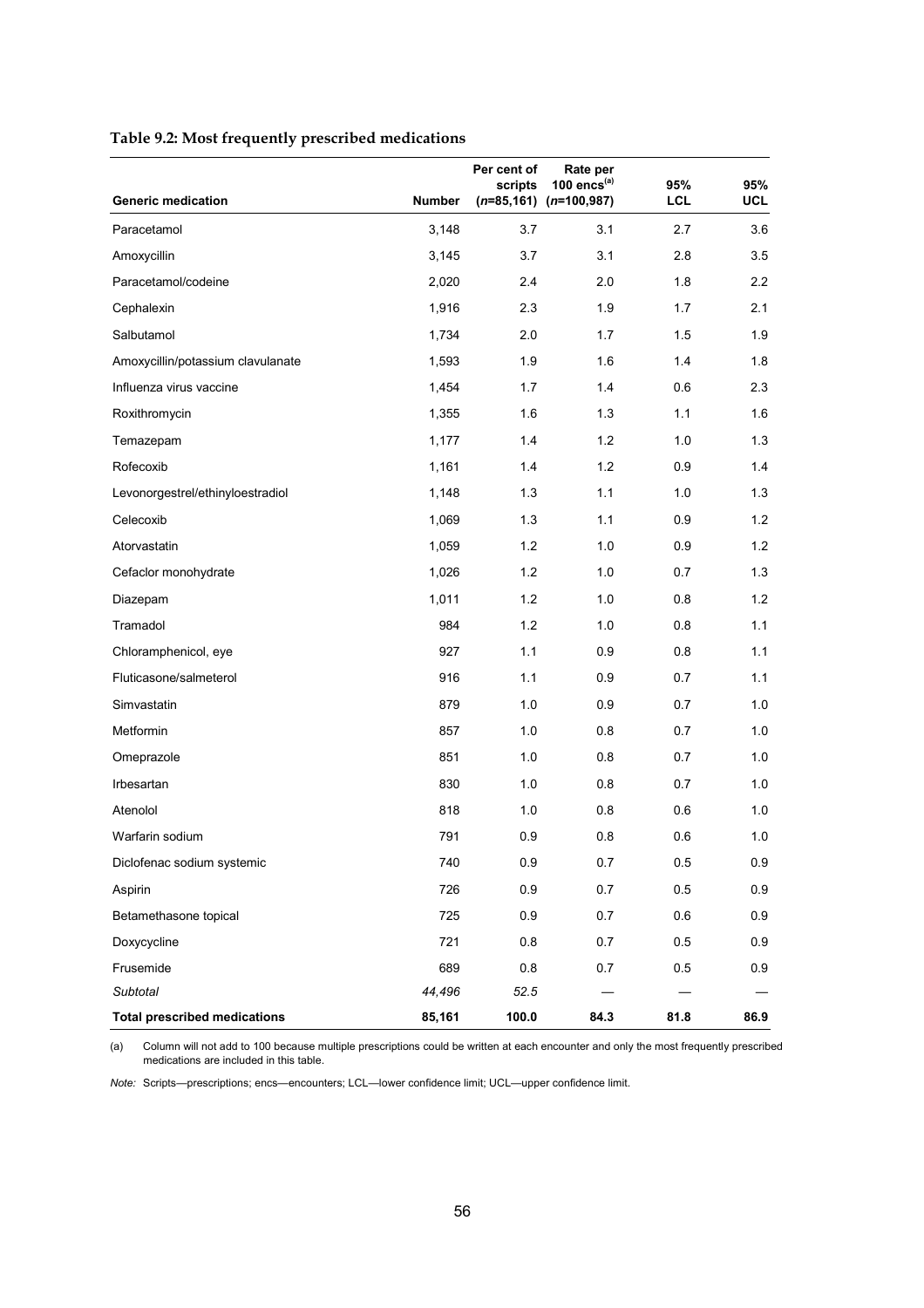**Table 9.2: Most frequently prescribed medications**

| Generic medication | Number | Per cent of scripts (*n*=85,161) | Rate per 100 encs[(a)] (*n*=100,987) | 95% LCL | 95% UCL |
|---|---|---|---|---|---|
| Paracetamol | 3,148 | 3.7 | 3.1 | 2.7 | 3.6 |
| Amoxycillin | 3,145 | 3.7 | 3.1 | 2.8 | 3.5 |
| Paracetamol/codeine | 2,020 | 2.4 | 2.0 | 1.8 | 2.2 |
| Cephalexin | 1,916 | 2.3 | 1.9 | 1.7 | 2.1 |
| Salbutamol | 1,734 | 2.0 | 1.7 | 1.5 | 1.9 |
| Amoxycillin/potassium clavulanate | 1,593 | 1.9 | 1.6 | 1.4 | 1.8 |
| Influenza virus vaccine | 1,454 | 1.7 | 1.4 | 0.6 | 2.3 |
| Roxithromycin | 1,355 | 1.6 | 1.3 | 1.1 | 1.6 |
| Temazepam | 1,177 | 1.4 | 1.2 | 1.0 | 1.3 |
| Rofecoxib | 1,161 | 1.4 | 1.2 | 0.9 | 1.4 |
| Levonorgestrel/ethinyloestradiol | 1,148 | 1.3 | 1.1 | 1.0 | 1.3 |
| Celecoxib | 1,069 | 1.3 | 1.1 | 0.9 | 1.2 |
| Atorvastatin | 1,059 | 1.2 | 1.0 | 0.9 | 1.2 |
| Cefaclor monohydrate | 1,026 | 1.2 | 1.0 | 0.7 | 1.3 |
| Diazepam | 1,011 | 1.2 | 1.0 | 0.8 | 1.2 |
| Tramadol | 984 | 1.2 | 1.0 | 0.8 | 1.1 |
| Chloramphenicol, eye | 927 | 1.1 | 0.9 | 0.8 | 1.1 |
| Fluticasone/salmeterol | 916 | 1.1 | 0.9 | 0.7 | 1.1 |
| Simvastatin | 879 | 1.0 | 0.9 | 0.7 | 1.0 |
| Metformin | 857 | 1.0 | 0.8 | 0.7 | 1.0 |
| Omeprazole | 851 | 1.0 | 0.8 | 0.7 | 1.0 |
| Irbesartan | 830 | 1.0 | 0.8 | 0.7 | 1.0 |
| Atenolol | 818 | 1.0 | 0.8 | 0.6 | 1.0 |
| Warfarin sodium | 791 | 0.9 | 0.8 | 0.6 | 1.0 |
| Diclofenac sodium systemic | 740 | 0.9 | 0.7 | 0.5 | 0.9 |
| Aspirin | 726 | 0.9 | 0.7 | 0.5 | 0.9 |
| Betamethasone topical | 725 | 0.9 | 0.7 | 0.6 | 0.9 |
| Doxycycline | 721 | 0.8 | 0.7 | 0.5 | 0.9 |
| Frusemide | 689 | 0.8 | 0.7 | 0.5 | 0.9 |
| *Subtotal* | *44,496* | *52.5* | — | — | — |
| **Total prescribed medications** | **85,161** | **100.0** | **84.3** | **81.8** | **86.9** |

(a) Column will not add to 100 because multiple prescriptions could be written at each encounter and only the most frequently prescribed medications are included in this table.

*Note:* Scripts—prescriptions; encs—encounters; LCL—lower confidence limit; UCL—upper confidence limit.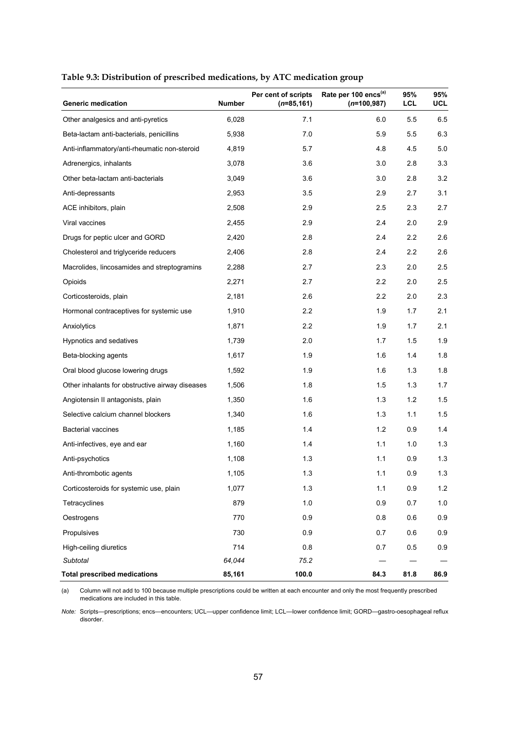**Table 9.3: Distribution of prescribed medications, by ATC medication group**

| Generic medication | Number | Per cent of scripts (*n*=85,161) | Rate per 100 encs[(a)] (*n*=100,987) | 95% LCL | 95% UCL |
|---|---|---|---|---|---|
| Other analgesics and anti-pyretics | 6,028 | 7.1 | 6.0 | 5.5 | 6.5 |
| Beta-lactam anti-bacterials, penicillins | 5,938 | 7.0 | 5.9 | 5.5 | 6.3 |
| Anti-inflammatory/anti-rheumatic non-steroid | 4,819 | 5.7 | 4.8 | 4.5 | 5.0 |
| Adrenergics, inhalants | 3,078 | 3.6 | 3.0 | 2.8 | 3.3 |
| Other beta-lactam anti-bacterials | 3,049 | 3.6 | 3.0 | 2.8 | 3.2 |
| Anti-depressants | 2,953 | 3.5 | 2.9 | 2.7 | 3.1 |
| ACE inhibitors, plain | 2,508 | 2.9 | 2.5 | 2.3 | 2.7 |
| Viral vaccines | 2,455 | 2.9 | 2.4 | 2.0 | 2.9 |
| Drugs for peptic ulcer and GORD | 2,420 | 2.8 | 2.4 | 2.2 | 2.6 |
| Cholesterol and triglyceride reducers | 2,406 | 2.8 | 2.4 | 2.2 | 2.6 |
| Macrolides, lincosamides and streptogramins | 2,288 | 2.7 | 2.3 | 2.0 | 2.5 |
| Opioids | 2,271 | 2.7 | 2.2 | 2.0 | 2.5 |
| Corticosteroids, plain | 2,181 | 2.6 | 2.2 | 2.0 | 2.3 |
| Hormonal contraceptives for systemic use | 1,910 | 2.2 | 1.9 | 1.7 | 2.1 |
| Anxiolytics | 1,871 | 2.2 | 1.9 | 1.7 | 2.1 |
| Hypnotics and sedatives | 1,739 | 2.0 | 1.7 | 1.5 | 1.9 |
| Beta-blocking agents | 1,617 | 1.9 | 1.6 | 1.4 | 1.8 |
| Oral blood glucose lowering drugs | 1,592 | 1.9 | 1.6 | 1.3 | 1.8 |
| Other inhalants for obstructive airway diseases | 1,506 | 1.8 | 1.5 | 1.3 | 1.7 |
| Angiotensin II antagonists, plain | 1,350 | 1.6 | 1.3 | 1.2 | 1.5 |
| Selective calcium channel blockers | 1,340 | 1.6 | 1.3 | 1.1 | 1.5 |
| Bacterial vaccines | 1,185 | 1.4 | 1.2 | 0.9 | 1.4 |
| Anti-infectives, eye and ear | 1,160 | 1.4 | 1.1 | 1.0 | 1.3 |
| Anti-psychotics | 1,108 | 1.3 | 1.1 | 0.9 | 1.3 |
| Anti-thrombotic agents | 1,105 | 1.3 | 1.1 | 0.9 | 1.3 |
| Corticosteroids for systemic use, plain | 1,077 | 1.3 | 1.1 | 0.9 | 1.2 |
| Tetracyclines | 879 | 1.0 | 0.9 | 0.7 | 1.0 |
| Oestrogens | 770 | 0.9 | 0.8 | 0.6 | 0.9 |
| Propulsives | 730 | 0.9 | 0.7 | 0.6 | 0.9 |
| High-ceiling diuretics | 714 | 0.8 | 0.7 | 0.5 | 0.9 |
| *Subtotal* | *64,044* | *75.2* | — | — | — |
| **Total prescribed medications** | **85,161** | **100.0** | **84.3** | **81.8** | **86.9** |

(a) Column will not add to 100 because multiple prescriptions could be written at each encounter and only the most frequently prescribed medications are included in this table.

*Note:* Scripts—prescriptions; encs—encounters; UCL—upper confidence limit; LCL—lower confidence limit; GORD—gastro-oesophageal reflux disorder.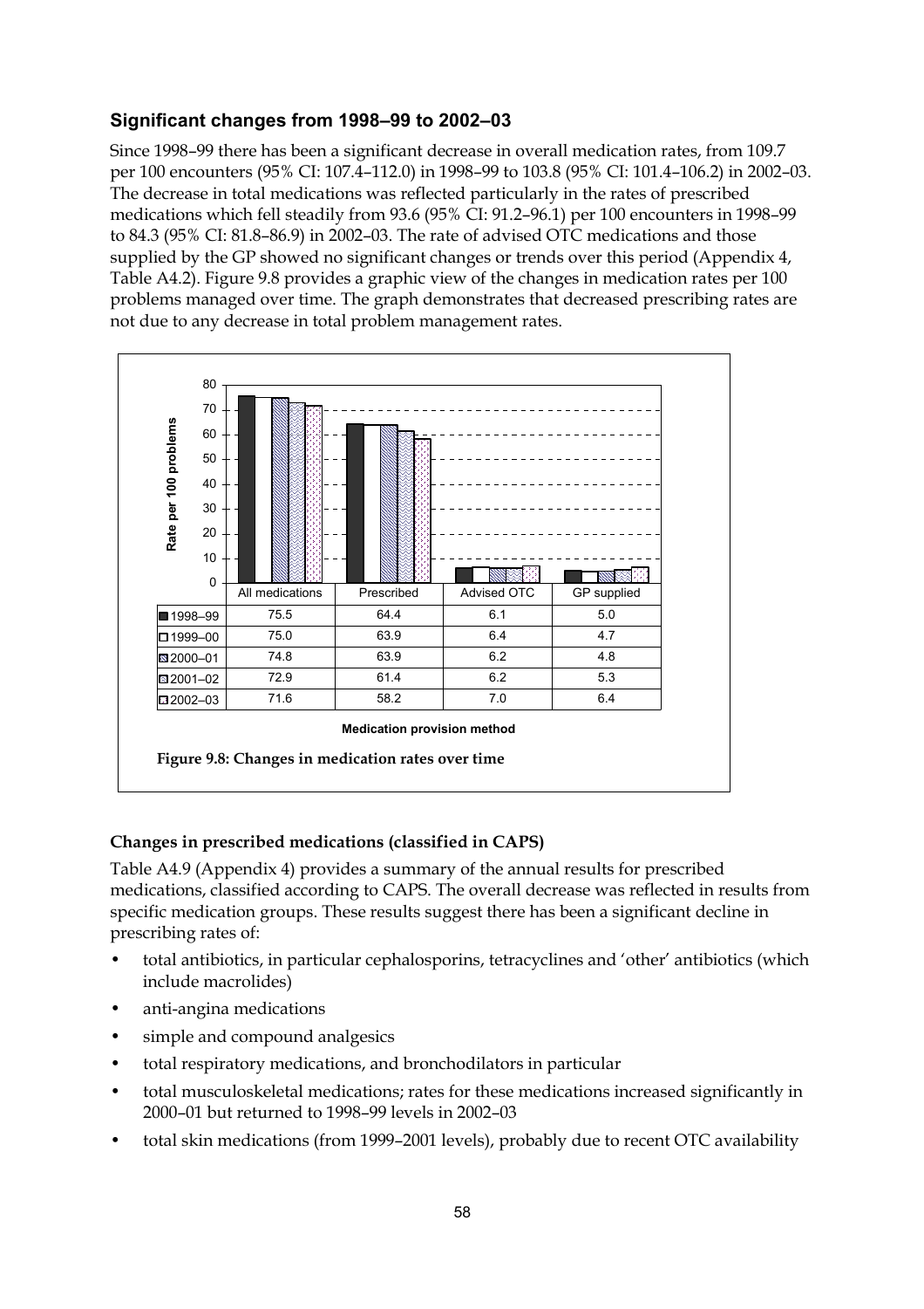### Significant changes from 1998–99 to 2002–03

Since 1998–99 there has been a significant decrease in overall medication rates, from 109.7 per 100 encounters (95% CI: 107.4–112.0) in 1998–99 to 103.8 (95% CI: 101.4–106.2) in 2002–03. The decrease in total medications was reflected particularly in the rates of prescribed medications which fell steadily from 93.6 (95% CI: 91.2–96.1) per 100 encounters in 1998–99 to 84.3 (95% CI: 81.8–86.9) in 2002–03. The rate of advised OTC medications and those supplied by the GP showed no significant changes or trends over this period (Appendix 4, Table A4.2). Figure 9.8 provides a graphic view of the changes in medication rates per 100 problems managed over time. The graph demonstrates that decreased prescribing rates are not due to any decrease in total problem management rates.

Rate per 100 problems

| | All medications | Prescribed | Advised OTC | GP supplied |
|---|---|---|---|---|
| 1998–99 | 75.5 | 64.4 | 6.1 | 5.0 |
| 1999–00 | 75.0 | 63.9 | 6.4 | 4.7 |
| 2000–01 | 74.8 | 63.9 | 6.2 | 4.8 |
| 2001–02 | 72.9 | 61.4 | 6.2 | 5.3 |
| 2002–03 | 71.6 | 58.2 | 7.0 | 6.4 |

Medication provision method

**Figure 9.8: Changes in medication rates over time**

#### Changes in prescribed medications (classified in CAPS)

Table A4.9 (Appendix 4) provides a summary of the annual results for prescribed medications, classified according to CAPS. The overall decrease was reflected in results from specific medication groups. These results suggest there has been a significant decline in prescribing rates of:

- total antibiotics, in particular cephalosporins, tetracyclines and 'other' antibiotics (which include macrolides)
- anti-angina medications
- simple and compound analgesics
- total respiratory medications, and bronchodilators in particular
- total musculoskeletal medications; rates for these medications increased significantly in 2000–01 but returned to 1998–99 levels in 2002–03
- total skin medications (from 1999–2001 levels), probably due to recent OTC availability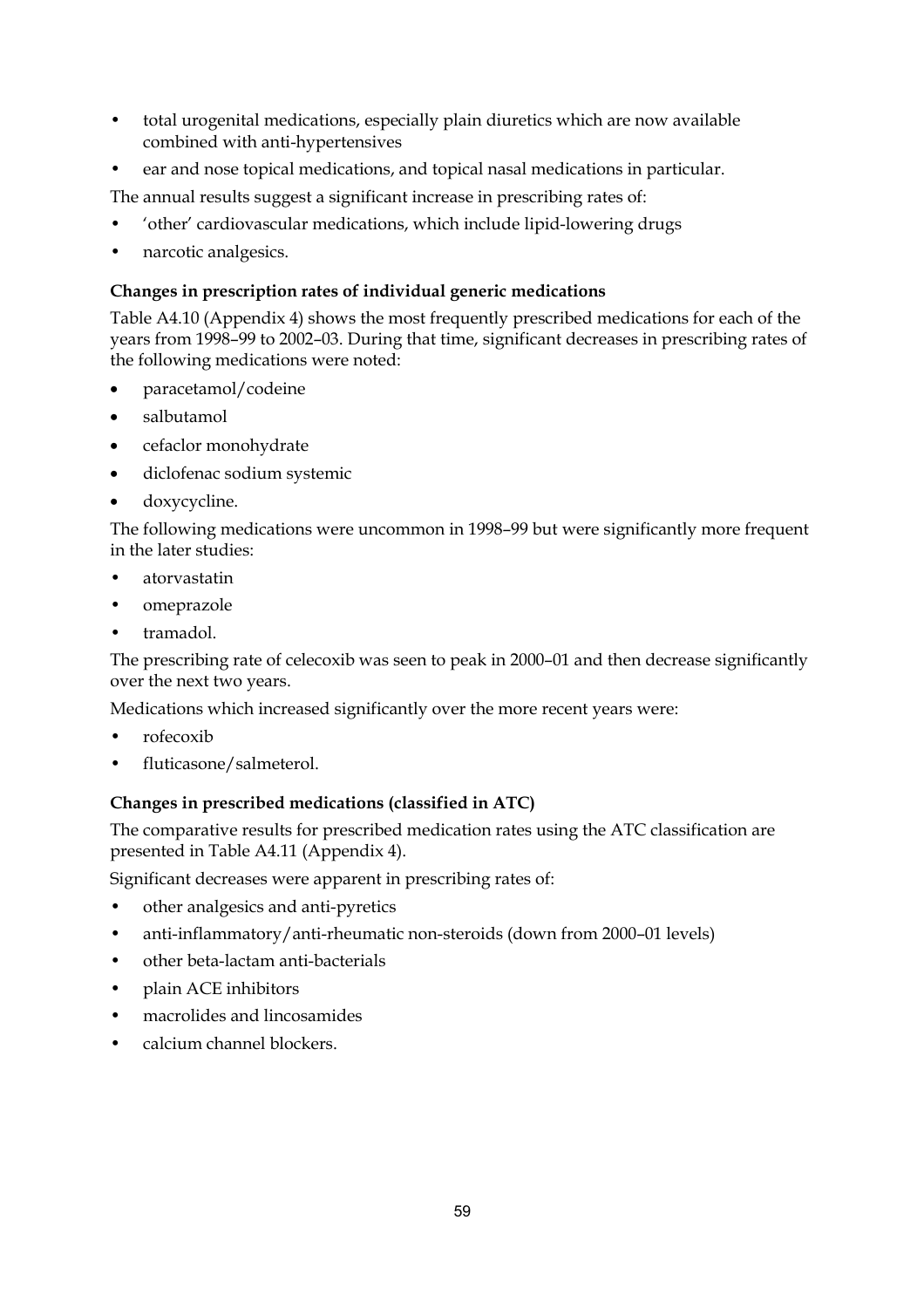- total urogenital medications, especially plain diuretics which are now available combined with anti-hypertensives
- ear and nose topical medications, and topical nasal medications in particular.

The annual results suggest a significant increase in prescribing rates of:

- 'other' cardiovascular medications, which include lipid-lowering drugs
- narcotic analgesics.

**Changes in prescription rates of individual generic medications**

Table A4.10 (Appendix 4) shows the most frequently prescribed medications for each of the years from 1998–99 to 2002–03. During that time, significant decreases in prescribing rates of the following medications were noted:

- paracetamol/codeine
- salbutamol
- cefaclor monohydrate
- diclofenac sodium systemic
- doxycycline.

The following medications were uncommon in 1998–99 but were significantly more frequent in the later studies:

- atorvastatin
- omeprazole
- tramadol.

The prescribing rate of celecoxib was seen to peak in 2000–01 and then decrease significantly over the next two years.

Medications which increased significantly over the more recent years were:

- rofecoxib
- fluticasone/salmeterol.

**Changes in prescribed medications (classified in ATC)**

The comparative results for prescribed medication rates using the ATC classification are presented in Table A4.11 (Appendix 4).

Significant decreases were apparent in prescribing rates of:

- other analgesics and anti-pyretics
- anti-inflammatory/anti-rheumatic non-steroids (down from 2000–01 levels)
- other beta-lactam anti-bacterials
- plain ACE inhibitors
- macrolides and lincosamides
- calcium channel blockers.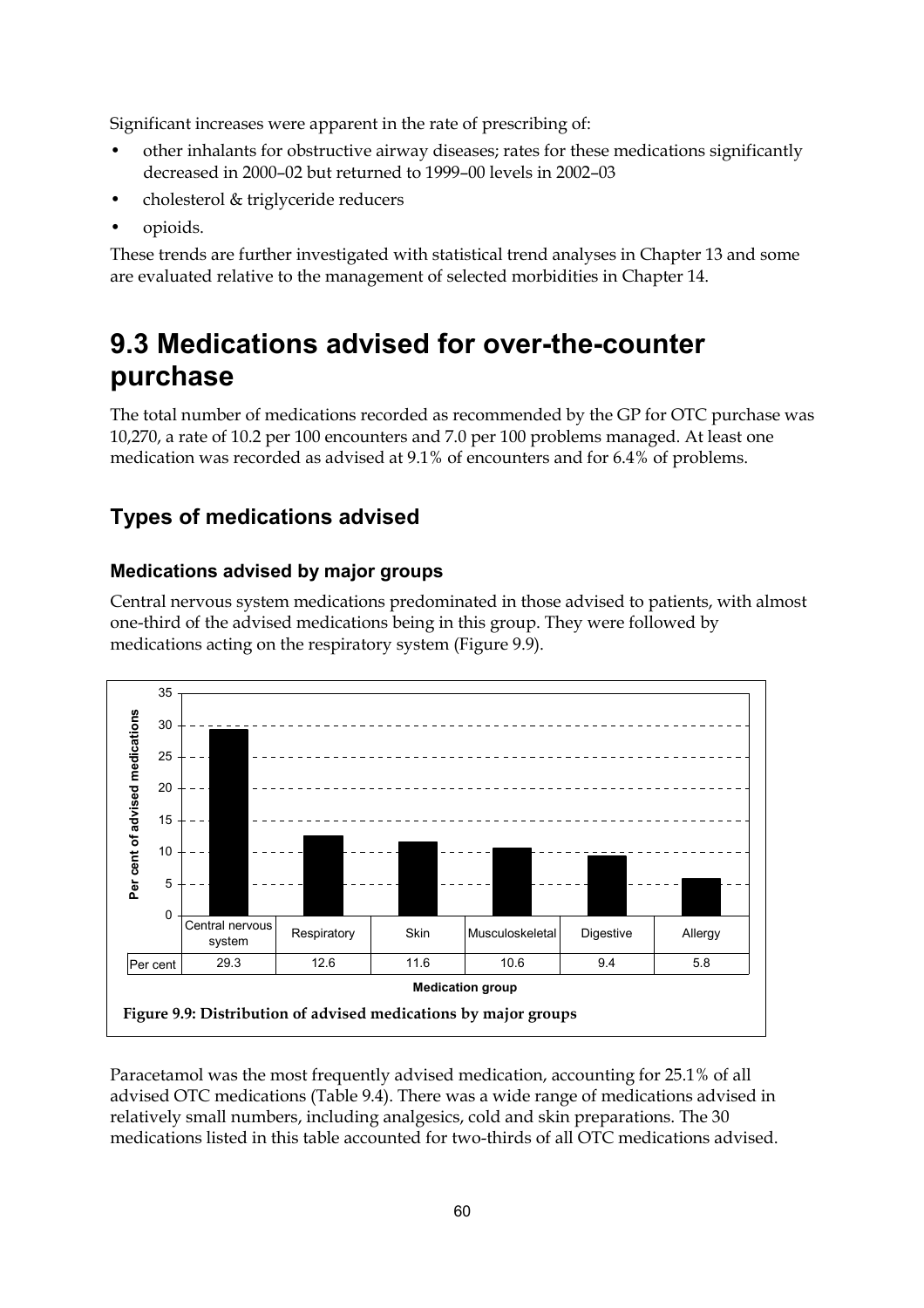Significant increases were apparent in the rate of prescribing of:

- other inhalants for obstructive airway diseases; rates for these medications significantly decreased in 2000–02 but returned to 1999–00 levels in 2002–03
- cholesterol & triglyceride reducers
- opioids.

These trends are further investigated with statistical trend analyses in Chapter 13 and some are evaluated relative to the management of selected morbidities in Chapter 14.

# 9.3 Medications advised for over-the-counter purchase

The total number of medications recorded as recommended by the GP for OTC purchase was 10,270, a rate of 10.2 per 100 encounters and 7.0 per 100 problems managed. At least one medication was recorded as advised at 9.1% of encounters and for 6.4% of problems.

## Types of medications advised

### Medications advised by major groups

Central nervous system medications predominated in those advised to patients, with almost one-third of the advised medications being in this group. They were followed by medications acting on the respiratory system (Figure 9.9).

| Medication group | Central nervous system | Respiratory | Skin | Musculoskeletal | Digestive | Allergy |
|---|---|---|---|---|---|---|
| Per cent | 29.3 | 12.6 | 11.6 | 10.6 | 9.4 | 5.8 |

**Figure 9.9: Distribution of advised medications by major groups**

Paracetamol was the most frequently advised medication, accounting for 25.1% of all advised OTC medications (Table 9.4). There was a wide range of medications advised in relatively small numbers, including analgesics, cold and skin preparations. The 30 medications listed in this table accounted for two-thirds of all OTC medications advised.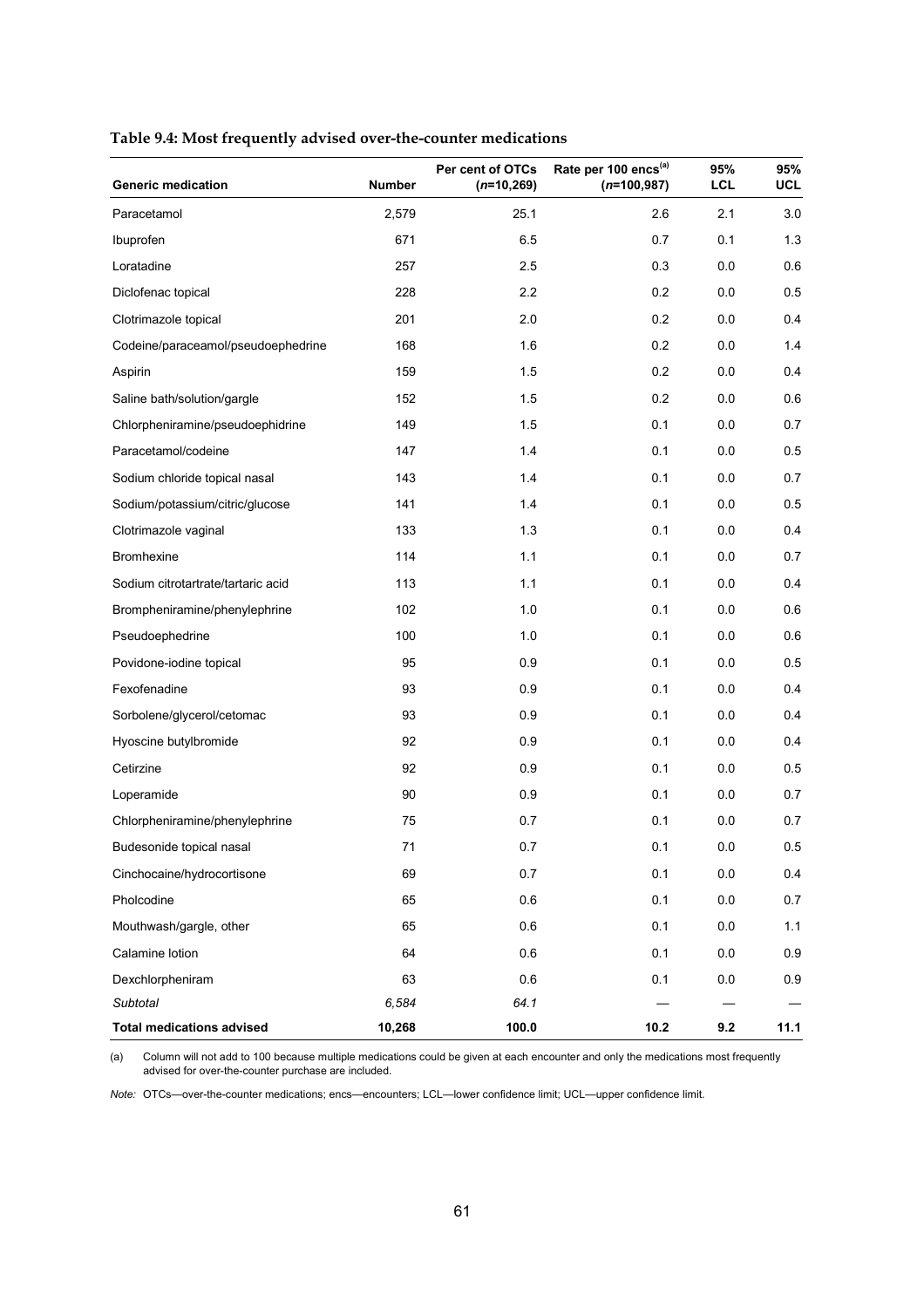**Table 9.4: Most frequently advised over-the-counter medications**

| Generic medication | Number | Per cent of OTCs (*n*=10,269) | Rate per 100 encs[(a)] (*n*=100,987) | 95% LCL | 95% UCL |
|---|---|---|---|---|---|
| Paracetamol | 2,579 | 25.1 | 2.6 | 2.1 | 3.0 |
| Ibuprofen | 671 | 6.5 | 0.7 | 0.1 | 1.3 |
| Loratadine | 257 | 2.5 | 0.3 | 0.0 | 0.6 |
| Diclofenac topical | 228 | 2.2 | 0.2 | 0.0 | 0.5 |
| Clotrimazole topical | 201 | 2.0 | 0.2 | 0.0 | 0.4 |
| Codeine/paraceamol/pseudoephedrine | 168 | 1.6 | 0.2 | 0.0 | 1.4 |
| Aspirin | 159 | 1.5 | 0.2 | 0.0 | 0.4 |
| Saline bath/solution/gargle | 152 | 1.5 | 0.2 | 0.0 | 0.6 |
| Chlorpheniramine/pseudoephidrine | 149 | 1.5 | 0.1 | 0.0 | 0.7 |
| Paracetamol/codeine | 147 | 1.4 | 0.1 | 0.0 | 0.5 |
| Sodium chloride topical nasal | 143 | 1.4 | 0.1 | 0.0 | 0.7 |
| Sodium/potassium/citric/glucose | 141 | 1.4 | 0.1 | 0.0 | 0.5 |
| Clotrimazole vaginal | 133 | 1.3 | 0.1 | 0.0 | 0.4 |
| Bromhexine | 114 | 1.1 | 0.1 | 0.0 | 0.7 |
| Sodium citrotartrate/tartaric acid | 113 | 1.1 | 0.1 | 0.0 | 0.4 |
| Brompheniramine/phenylephrine | 102 | 1.0 | 0.1 | 0.0 | 0.6 |
| Pseudoephedrine | 100 | 1.0 | 0.1 | 0.0 | 0.6 |
| Povidone-iodine topical | 95 | 0.9 | 0.1 | 0.0 | 0.5 |
| Fexofenadine | 93 | 0.9 | 0.1 | 0.0 | 0.4 |
| Sorbolene/glycerol/cetomac | 93 | 0.9 | 0.1 | 0.0 | 0.4 |
| Hyoscine butylbromide | 92 | 0.9 | 0.1 | 0.0 | 0.4 |
| Cetirzine | 92 | 0.9 | 0.1 | 0.0 | 0.5 |
| Loperamide | 90 | 0.9 | 0.1 | 0.0 | 0.7 |
| Chlorpheniramine/phenylephrine | 75 | 0.7 | 0.1 | 0.0 | 0.7 |
| Budesonide topical nasal | 71 | 0.7 | 0.1 | 0.0 | 0.5 |
| Cinchocaine/hydrocortisone | 69 | 0.7 | 0.1 | 0.0 | 0.4 |
| Pholcodine | 65 | 0.6 | 0.1 | 0.0 | 0.7 |
| Mouthwash/gargle, other | 65 | 0.6 | 0.1 | 0.0 | 1.1 |
| Calamine lotion | 64 | 0.6 | 0.1 | 0.0 | 0.9 |
| Dexchlorpheniram | 63 | 0.6 | 0.1 | 0.0 | 0.9 |
| *Subtotal* | *6,584* | *64.1* | — | — | — |
| **Total medications advised** | **10,268** | **100.0** | **10.2** | **9.2** | **11.1** |

(a) Column will not add to 100 because multiple medications could be given at each encounter and only the medications most frequently advised for over-the-counter purchase are included.

*Note:* OTCs—over-the-counter medications; encs—encounters; LCL—lower confidence limit; UCL—upper confidence limit.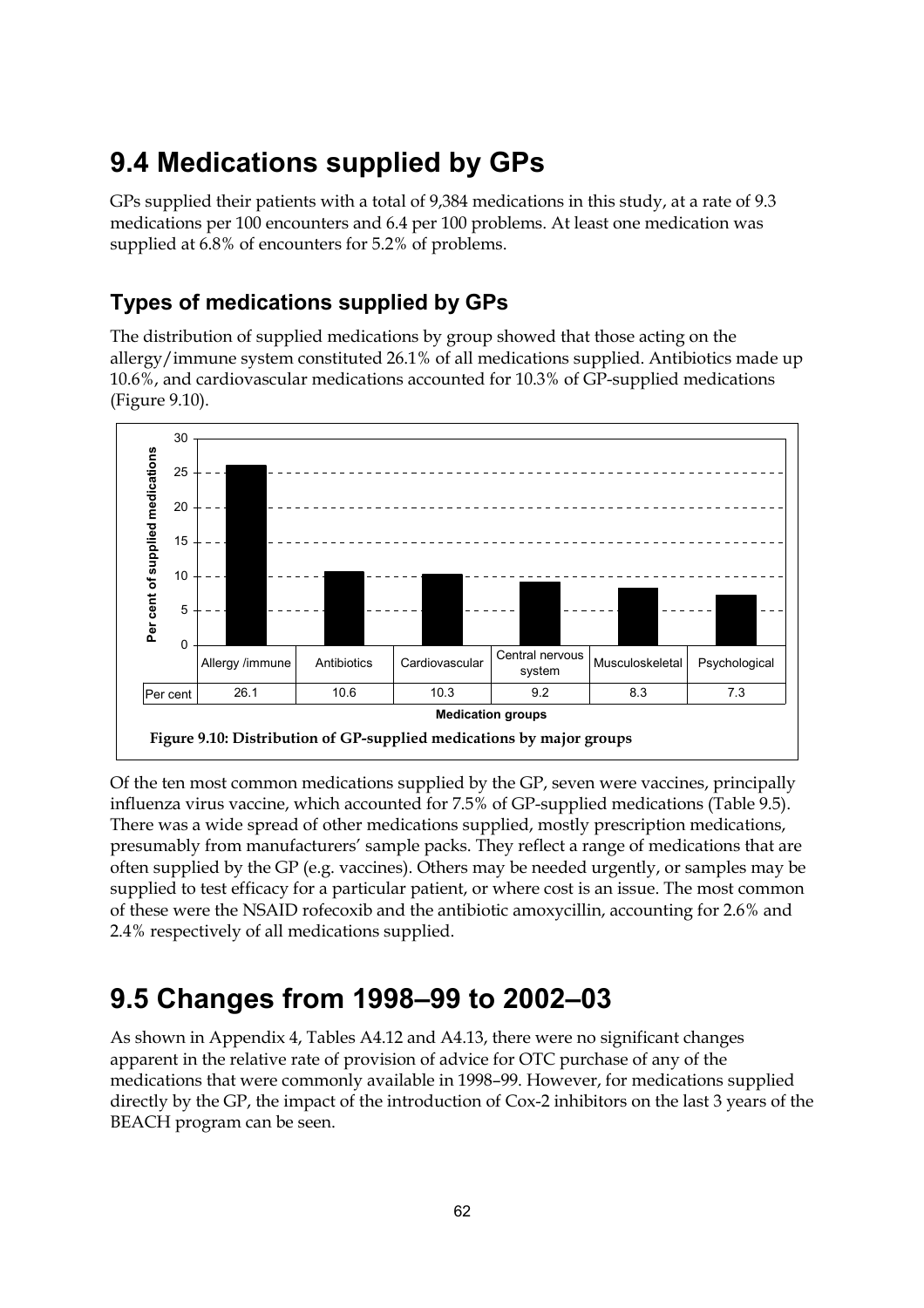# 9.4 Medications supplied by GPs

GPs supplied their patients with a total of 9,384 medications in this study, at a rate of 9.3 medications per 100 encounters and 6.4 per 100 problems. At least one medication was supplied at 6.8% of encounters for 5.2% of problems.

## Types of medications supplied by GPs

The distribution of supplied medications by group showed that those acting on the allergy/immune system constituted 26.1% of all medications supplied. Antibiotics made up 10.6%, and cardiovascular medications accounted for 10.3% of GP-supplied medications (Figure 9.10).

| | Allergy /immune | Antibiotics | Cardiovascular | Central nervous system | Musculoskeletal | Psychological |
|---|---|---|---|---|---|---|
| Per cent | 26.1 | 10.6 | 10.3 | 9.2 | 8.3 | 7.3 |

**Figure 9.10: Distribution of GP-supplied medications by major groups**

Of the ten most common medications supplied by the GP, seven were vaccines, principally influenza virus vaccine, which accounted for 7.5% of GP-supplied medications (Table 9.5). There was a wide spread of other medications supplied, mostly prescription medications, presumably from manufacturers' sample packs. They reflect a range of medications that are often supplied by the GP (e.g. vaccines). Others may be needed urgently, or samples may be supplied to test efficacy for a particular patient, or where cost is an issue. The most common of these were the NSAID rofecoxib and the antibiotic amoxycillin, accounting for 2.6% and 2.4% respectively of all medications supplied.

# 9.5 Changes from 1998–99 to 2002–03

As shown in Appendix 4, Tables A4.12 and A4.13, there were no significant changes apparent in the relative rate of provision of advice for OTC purchase of any of the medications that were commonly available in 1998–99. However, for medications supplied directly by the GP, the impact of the introduction of Cox-2 inhibitors on the last 3 years of the BEACH program can be seen.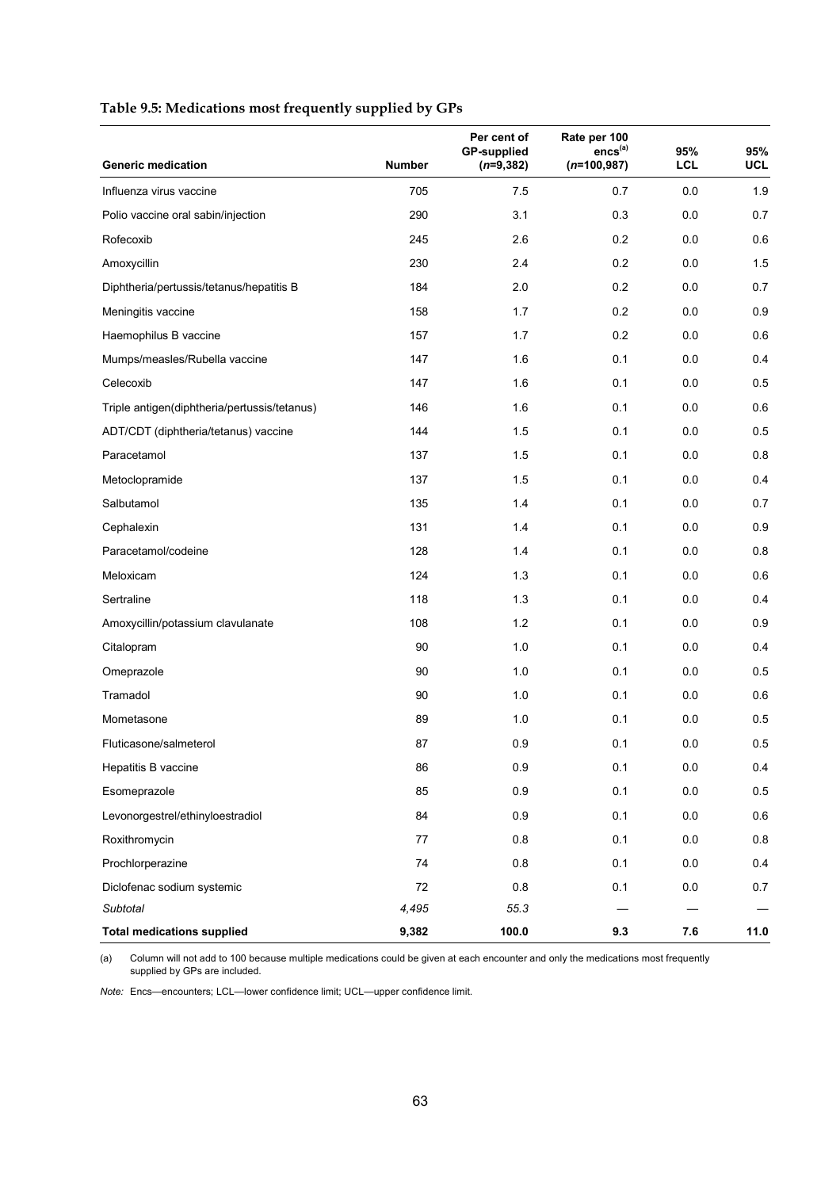**Table 9.5: Medications most frequently supplied by GPs**

| Generic medication | Number | Per cent of GP-supplied (*n*=9,382) | Rate per 100 encs[(a)] (*n*=100,987) | 95% LCL | 95% UCL |
|---|---|---|---|---|---|
| Influenza virus vaccine | 705 | 7.5 | 0.7 | 0.0 | 1.9 |
| Polio vaccine oral sabin/injection | 290 | 3.1 | 0.3 | 0.0 | 0.7 |
| Rofecoxib | 245 | 2.6 | 0.2 | 0.0 | 0.6 |
| Amoxycillin | 230 | 2.4 | 0.2 | 0.0 | 1.5 |
| Diphtheria/pertussis/tetanus/hepatitis B | 184 | 2.0 | 0.2 | 0.0 | 0.7 |
| Meningitis vaccine | 158 | 1.7 | 0.2 | 0.0 | 0.9 |
| Haemophilus B vaccine | 157 | 1.7 | 0.2 | 0.0 | 0.6 |
| Mumps/measles/Rubella vaccine | 147 | 1.6 | 0.1 | 0.0 | 0.4 |
| Celecoxib | 147 | 1.6 | 0.1 | 0.0 | 0.5 |
| Triple antigen(diphtheria/pertussis/tetanus) | 146 | 1.6 | 0.1 | 0.0 | 0.6 |
| ADT/CDT (diphtheria/tetanus) vaccine | 144 | 1.5 | 0.1 | 0.0 | 0.5 |
| Paracetamol | 137 | 1.5 | 0.1 | 0.0 | 0.8 |
| Metoclopramide | 137 | 1.5 | 0.1 | 0.0 | 0.4 |
| Salbutamol | 135 | 1.4 | 0.1 | 0.0 | 0.7 |
| Cephalexin | 131 | 1.4 | 0.1 | 0.0 | 0.9 |
| Paracetamol/codeine | 128 | 1.4 | 0.1 | 0.0 | 0.8 |
| Meloxicam | 124 | 1.3 | 0.1 | 0.0 | 0.6 |
| Sertraline | 118 | 1.3 | 0.1 | 0.0 | 0.4 |
| Amoxycillin/potassium clavulanate | 108 | 1.2 | 0.1 | 0.0 | 0.9 |
| Citalopram | 90 | 1.0 | 0.1 | 0.0 | 0.4 |
| Omeprazole | 90 | 1.0 | 0.1 | 0.0 | 0.5 |
| Tramadol | 90 | 1.0 | 0.1 | 0.0 | 0.6 |
| Mometasone | 89 | 1.0 | 0.1 | 0.0 | 0.5 |
| Fluticasone/salmeterol | 87 | 0.9 | 0.1 | 0.0 | 0.5 |
| Hepatitis B vaccine | 86 | 0.9 | 0.1 | 0.0 | 0.4 |
| Esomeprazole | 85 | 0.9 | 0.1 | 0.0 | 0.5 |
| Levonorgestrel/ethinyloestradiol | 84 | 0.9 | 0.1 | 0.0 | 0.6 |
| Roxithromycin | 77 | 0.8 | 0.1 | 0.0 | 0.8 |
| Prochlorperazine | 74 | 0.8 | 0.1 | 0.0 | 0.4 |
| Diclofenac sodium systemic | 72 | 0.8 | 0.1 | 0.0 | 0.7 |
| *Subtotal* | *4,495* | *55.3* | — | — | — |
| **Total medications supplied** | **9,382** | **100.0** | **9.3** | **7.6** | **11.0** |

(a) Column will not add to 100 because multiple medications could be given at each encounter and only the medications most frequently supplied by GPs are included.

*Note:* Encs—encounters; LCL—lower confidence limit; UCL—upper confidence limit.